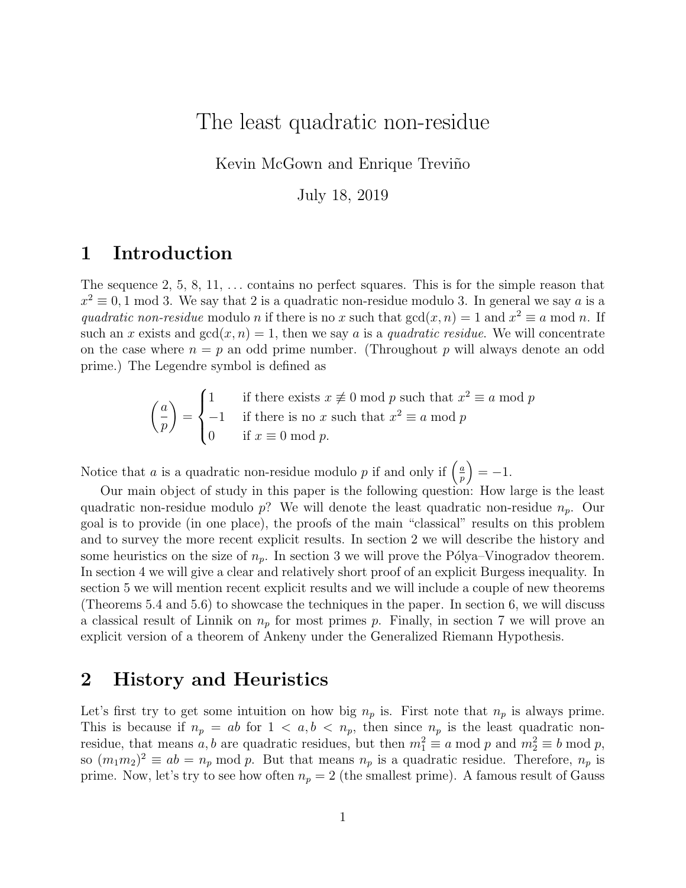# The least quadratic non-residue

Kevin McGown and Enrique Treviño

July 18, 2019

## 1 Introduction

The sequence 2, 5, 8, 11, ... contains no perfect squares. This is for the simple reason that $x^2 \equiv 0, 1 \bmod 3$. We say that 2 is a quadratic non-residue modulo 3. In general we say $a$ is a *quadratic non-residue* modulo $n$ if there is no $x$ such that $\gcd(x, n) = 1$ and $x^2 \equiv a \bmod n$. If such an $x$ exists and $\gcd(x, n) = 1$, then we say $a$ is a *quadratic residue*. We will concentrate on the case where $n = p$ an odd prime number. (Throughout $p$ will always denote an odd prime.) The Legendre symbol is defined as

$$\left(\frac{a}{p}\right) = \begin{cases} 1 & \text{if there exists } x \not\equiv 0 \bmod p \text{ such that } x^2 \equiv a \bmod p \\ -1 & \text{if there is no } x \text{ such that } x^2 \equiv a \bmod p \\ 0 & \text{if } x \equiv 0 \bmod p. \end{cases}$$

Notice that $a$ is a quadratic non-residue modulo $p$ if and only if $\left(\frac{a}{p}\right) = -1$.

Our main object of study in this paper is the following question: How large is the least quadratic non-residue modulo $p$? We will denote the least quadratic non-residue $n_p$. Our goal is to provide (in one place), the proofs of the main "classical" results on this problem and to survey the more recent explicit results. In section 2 we will describe the history and some heuristics on the size of $n_p$. In section 3 we will prove the Pólya–Vinogradov theorem. In section 4 we will give a clear and relatively short proof of an explicit Burgess inequality. In section 5 we will mention recent explicit results and we will include a couple of new theorems (Theorems 5.4 and 5.6) to showcase the techniques in the paper. In section 6, we will discuss a classical result of Linnik on $n_p$ for most primes $p$. Finally, in section 7 we will prove an explicit version of a theorem of Ankeny under the Generalized Riemann Hypothesis.

## 2 History and Heuristics

Let's first try to get some intuition on how big $n_p$ is. First note that $n_p$ is always prime. This is because if $n_p = ab$ for $1 < a, b < n_p$, then since $n_p$ is the least quadratic non-residue, that means $a, b$ are quadratic residues, but then $m_1^2 \equiv a \bmod p$ and $m_2^2 \equiv b \bmod p$, so $(m_1 m_2)^2 \equiv ab = n_p \bmod p$. But that means $n_p$ is a quadratic residue. Therefore, $n_p$ is prime. Now, let's try to see how often $n_p = 2$ (the smallest prime). A famous result of Gauss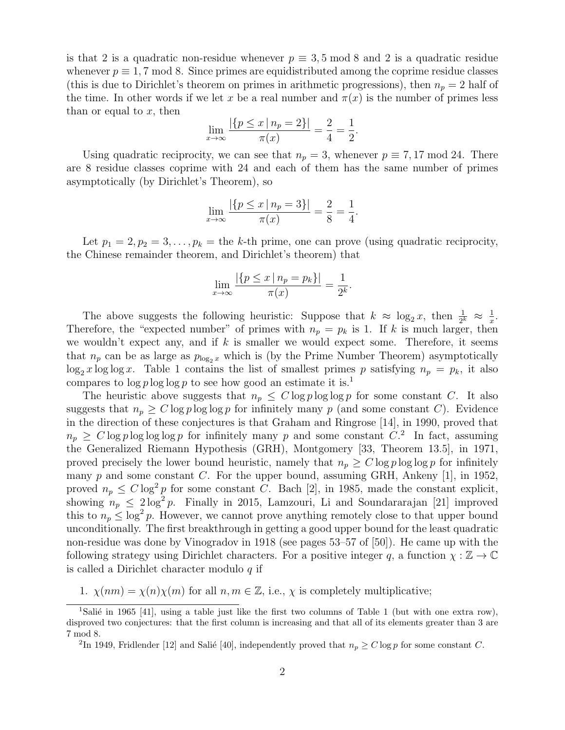is that 2 is a quadratic non-residue whenever $p \equiv 3, 5 \bmod 8$ and 2 is a quadratic residue whenever $p \equiv 1, 7 \bmod 8$. Since primes are equidistributed among the coprime residue classes (this is due to Dirichlet's theorem on primes in arithmetic progressions), then $n_p = 2$ half of the time. In other words if we let $x$ be a real number and $\pi(x)$ is the number of primes less than or equal to $x$, then

$$\lim_{x\to\infty} \frac{|\{p \leq x \mid n_p = 2\}|}{\pi(x)} = \frac{2}{4} = \frac{1}{2}.$$

Using quadratic reciprocity, we can see that $n_p = 3$, whenever $p \equiv 7, 17 \bmod 24$. There are 8 residue classes coprime with 24 and each of them has the same number of primes asymptotically (by Dirichlet's Theorem), so

$$\lim_{x\to\infty} \frac{|\{p \leq x \mid n_p = 3\}|}{\pi(x)} = \frac{2}{8} = \frac{1}{4}.$$

Let $p_1 = 2, p_2 = 3, \ldots, p_k =$ the $k$-th prime, one can prove (using quadratic reciprocity, the Chinese remainder theorem, and Dirichlet's theorem) that

$$\lim_{x\to\infty} \frac{|\{p \leq x \mid n_p = p_k\}|}{\pi(x)} = \frac{1}{2^k}.$$

The above suggests the following heuristic: Suppose that $k \approx \log_2 x$, then $\frac{1}{2^k} \approx \frac{1}{x}$. Therefore, the "expected number" of primes with $n_p = p_k$ is 1. If $k$ is much larger, then we wouldn't expect any, and if $k$ is smaller we would expect some. Therefore, it seems that $n_p$ can be as large as $p_{\log_2 x}$ which is (by the Prime Number Theorem) asymptotically $\log_2 x \log\log x$. Table 1 contains the list of smallest primes $p$ satisfying $n_p = p_k$, it also compares to $\log p \log\log p$ to see how good an estimate it is.[1]

The heuristic above suggests that $n_p \leq C \log p \log\log p$ for some constant $C$. It also suggests that $n_p \geq C \log p \log\log p$ for infinitely many $p$ (and some constant $C$). Evidence in the direction of these conjectures is that Graham and Ringrose [14], in 1990, proved that $n_p \geq C \log p \log\log\log p$ for infinitely many $p$ and some constant $C$.[2] In fact, assuming the Generalized Riemann Hypothesis (GRH), Montgomery [33, Theorem 13.5], in 1971, proved precisely the lower bound heuristic, namely that $n_p \geq C \log p \log\log p$ for infinitely many $p$ and some constant $C$. For the upper bound, assuming GRH, Ankeny [1], in 1952, proved $n_p \leq C \log^2 p$ for some constant $C$. Bach [2], in 1985, made the constant explicit, showing $n_p \leq 2\log^2 p$. Finally in 2015, Lamzouri, Li and Soundararajan [21] improved this to $n_p \leq \log^2 p$. However, we cannot prove anything remotely close to that upper bound unconditionally. The first breakthrough in getting a good upper bound for the least quadratic non-residue was done by Vinogradov in 1918 (see pages 53–57 of [50]). He came up with the following strategy using Dirichlet characters. For a positive integer $q$, a function $\chi : \mathbb{Z} \to \mathbb{C}$ is called a Dirichlet character modulo $q$ if

1. $\chi(nm) = \chi(n)\chi(m)$ for all $n, m \in \mathbb{Z}$, i.e., $\chi$ is completely multiplicative;

---

[1] Salié in 1965 [41], using a table just like the first two columns of Table 1 (but with one extra row), disproved two conjectures: that the first column is increasing and that all of its elements greater than 3 are 7 mod 8.

[2] In 1949, Fridlender [12] and Salié [40], independently proved that $n_p \geq C \log p$ for some constant $C$.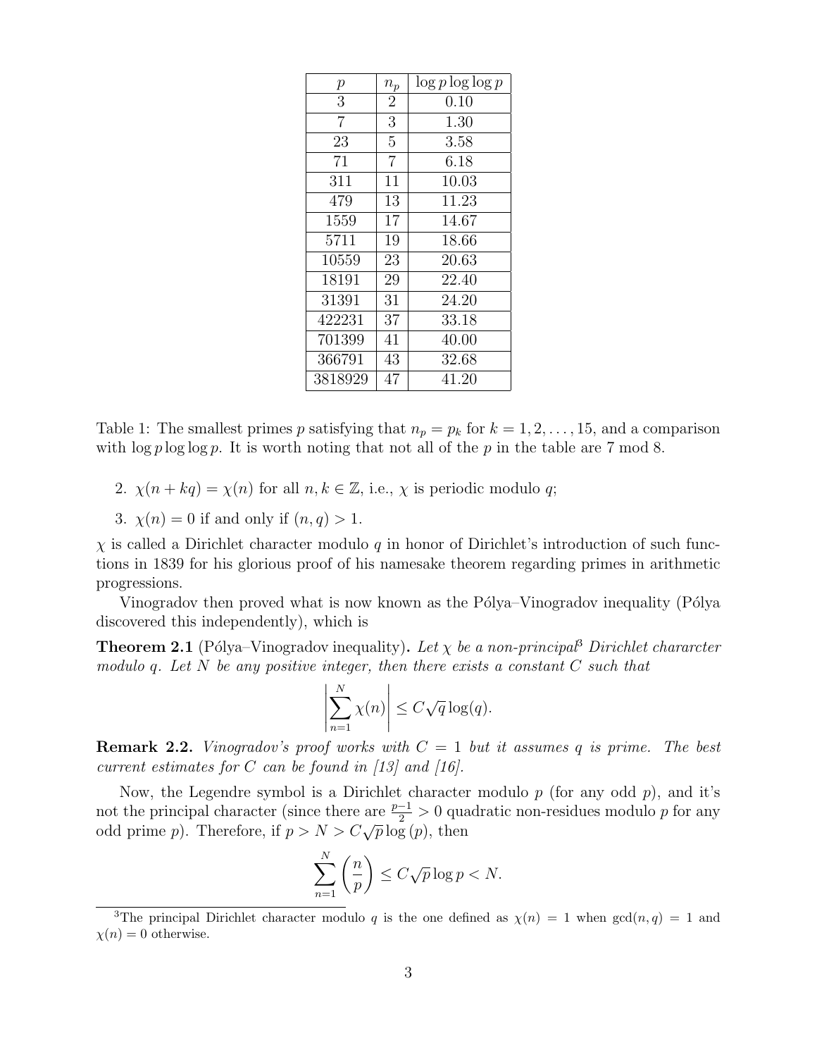| $p$ | $n_p$ | $\log p \log\log p$ |
|---|---|---|
| 3 | 2 | 0.10 |
| 7 | 3 | 1.30 |
| 23 | 5 | 3.58 |
| 71 | 7 | 6.18 |
| 311 | 11 | 10.03 |
| 479 | 13 | 11.23 |
| 1559 | 17 | 14.67 |
| 5711 | 19 | 18.66 |
| 10559 | 23 | 20.63 |
| 18191 | 29 | 22.40 |
| 31391 | 31 | 24.20 |
| 422231 | 37 | 33.18 |
| 701399 | 41 | 40.00 |
| 366791 | 43 | 32.68 |
| 3818929 | 47 | 41.20 |

Table 1: The smallest primes $p$ satisfying that $n_p = p_k$ for $k = 1, 2, \ldots, 15$, and a comparison with $\log p \log\log p$. It is worth noting that not all of the $p$ in the table are 7 mod 8.

2. $\chi(n + kq) = \chi(n)$ for all $n, k \in \mathbb{Z}$, i.e., $\chi$ is periodic modulo $q$;
3. $\chi(n) = 0$ if and only if $(n, q) > 1$.

$\chi$ is called a Dirichlet character modulo $q$ in honor of Dirichlet's introduction of such functions in 1839 for his glorious proof of his namesake theorem regarding primes in arithmetic progressions.

Vinogradov then proved what is now known as the Pólya–Vinogradov inequality (Pólya discovered this independently), which is

**Theorem 2.1** (Pólya–Vinogradov inequality)**.** *Let $\chi$ be a non-principal[3] Dirichlet chararcter modulo $q$. Let $N$ be any positive integer, then there exists a constant $C$ such that*

$$\left|\sum_{n=1}^{N} \chi(n)\right| \leq C\sqrt{q}\log(q).$$

**Remark 2.2.** *Vinogradov's proof works with $C = 1$ but it assumes $q$ is prime. The best current estimates for $C$ can be found in [13] and [16].*

Now, the Legendre symbol is a Dirichlet character modulo $p$ (for any odd $p$), and it's not the principal character (since there are $\frac{p-1}{2} > 0$ quadratic non-residues modulo $p$ for any odd prime $p$). Therefore, if $p > N > C\sqrt{p}\log(p)$, then

$$\sum_{n=1}^{N} \left(\frac{n}{p}\right) \leq C\sqrt{p}\log p < N.$$

[3] The principal Dirichlet character modulo $q$ is the one defined as $\chi(n) = 1$ when $\gcd(n, q) = 1$ and $\chi(n) = 0$ otherwise.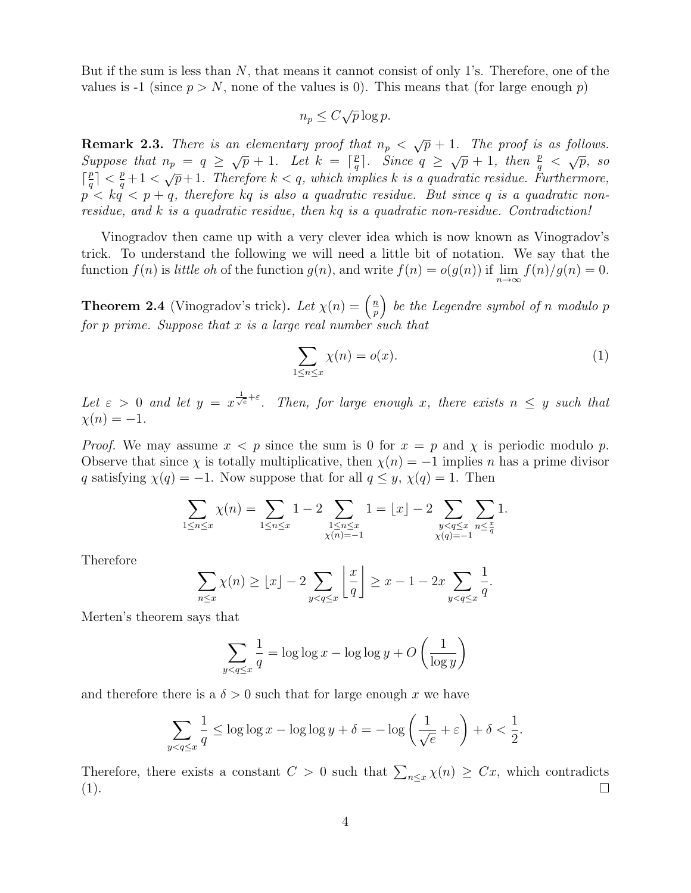But if the sum is less than $N$, that means it cannot consist of only 1's. Therefore, one of the values is -1 (since $p > N$, none of the values is 0). This means that (for large enough $p$)

$$n_p \leq C\sqrt{p}\log p.$$

**Remark 2.3.** *There is an elementary proof that $n_p < \sqrt{p}+1$. The proof is as follows. Suppose that $n_p = q \geq \sqrt{p}+1$. Let $k = \lceil \frac{p}{q} \rceil$. Since $q \geq \sqrt{p}+1$, then $\frac{p}{q} < \sqrt{p}$, so $\lceil \frac{p}{q} \rceil < \frac{p}{q}+1 < \sqrt{p}+1$. Therefore $k < q$, which implies $k$ is a quadratic residue. Furthermore, $p < kq < p+q$, therefore $kq$ is also a quadratic residue. But since $q$ is a quadratic non-residue, and $k$ is a quadratic residue, then $kq$ is a quadratic non-residue. Contradiction!*

Vinogradov then came up with a very clever idea which is now known as Vinogradov's trick. To understand the following we will need a little bit of notation. We say that the function $f(n)$ is *little oh* of the function $g(n)$, and write $f(n) = o(g(n))$ if $\lim_{n\to\infty} f(n)/g(n) = 0$.

**Theorem 2.4** (Vinogradov's trick)**.** *Let $\chi(n) = \left(\frac{n}{p}\right)$ be the Legendre symbol of $n$ modulo $p$ for $p$ prime. Suppose that $x$ is a large real number such that*

$$\sum_{1\leq n\leq x} \chi(n) = o(x). \tag{1}$$

*Let $\varepsilon > 0$ and let $y = x^{\frac{1}{\sqrt{e}}+\varepsilon}$. Then, for large enough $x$, there exists $n \leq y$ such that $\chi(n) = -1$.*

*Proof.* We may assume $x < p$ since the sum is 0 for $x = p$ and $\chi$ is periodic modulo $p$. Observe that since $\chi$ is totally multiplicative, then $\chi(n) = -1$ implies $n$ has a prime divisor $q$ satisfying $\chi(q) = -1$. Now suppose that for all $q \leq y$, $\chi(q) = 1$. Then

$$\sum_{1\leq n\leq x} \chi(n) = \sum_{1\leq n\leq x} 1 - 2\sum_{\substack{1\leq n\leq x\\ \chi(n)=-1}} 1 = \lfloor x \rfloor - 2\sum_{\substack{y<q\leq x\\ \chi(q)=-1}} \sum_{n\leq \frac{x}{q}} 1.$$

Therefore

$$\sum_{n\leq x} \chi(n) \geq \lfloor x \rfloor - 2\sum_{y<q\leq x} \left\lfloor \frac{x}{q} \right\rfloor \geq x - 1 - 2x\sum_{y<q\leq x} \frac{1}{q}.$$

Merten's theorem says that

$$\sum_{y<q\leq x} \frac{1}{q} = \log\log x - \log\log y + O\left(\frac{1}{\log y}\right)$$

and therefore there is a $\delta > 0$ such that for large enough $x$ we have

$$\sum_{y<q\leq x} \frac{1}{q} \leq \log\log x - \log\log y + \delta = -\log\left(\frac{1}{\sqrt{e}}+\varepsilon\right) + \delta < \frac{1}{2}.$$

Therefore, there exists a constant $C > 0$ such that $\sum_{n\leq x} \chi(n) \geq Cx$, which contradicts (1). ∎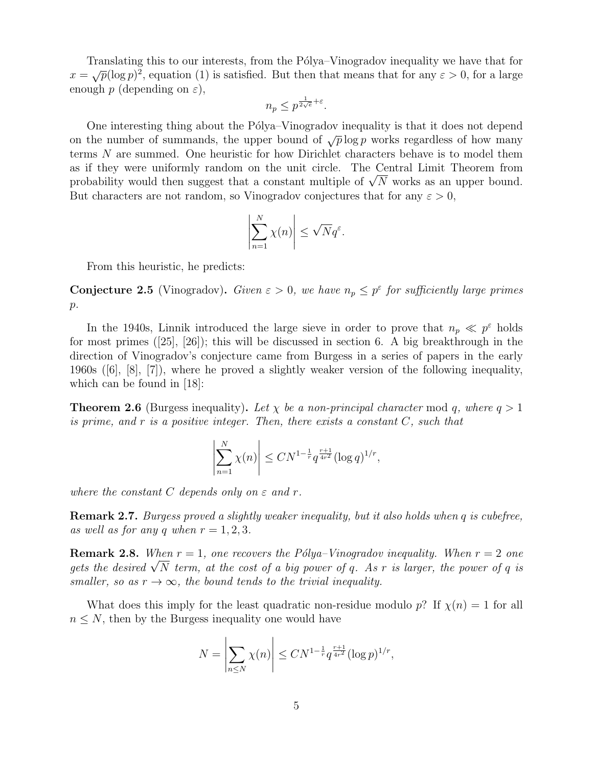Translating this to our interests, from the Pólya–Vinogradov inequality we have that for $x = \sqrt{p}(\log p)^2$, equation (1) is satisfied. But then that means that for any $\varepsilon > 0$, for a large enough $p$ (depending on $\varepsilon$),

$$n_p \leq p^{\frac{1}{2\sqrt{e}}+\varepsilon}.$$

One interesting thing about the Pólya–Vinogradov inequality is that it does not depend on the number of summands, the upper bound of $\sqrt{p}\log p$ works regardless of how many terms $N$ are summed. One heuristic for how Dirichlet characters behave is to model them as if they were uniformly random on the unit circle. The Central Limit Theorem from probability would then suggest that a constant multiple of $\sqrt{N}$ works as an upper bound. But characters are not random, so Vinogradov conjectures that for any $\varepsilon > 0$,

$$\left|\sum_{n=1}^{N} \chi(n)\right| \leq \sqrt{N} q^{\varepsilon}.$$

From this heuristic, he predicts:

**Conjecture 2.5** (Vinogradov)**.** *Given $\varepsilon > 0$, we have $n_p \leq p^{\varepsilon}$ for sufficiently large primes $p$.*

In the 1940s, Linnik introduced the large sieve in order to prove that $n_p \ll p^{\varepsilon}$ holds for most primes ([25], [26]); this will be discussed in section 6. A big breakthrough in the direction of Vinogradov's conjecture came from Burgess in a series of papers in the early 1960s ([6], [8], [7]), where he proved a slightly weaker version of the following inequality, which can be found in [18]:

**Theorem 2.6** (Burgess inequality)**.** *Let $\chi$ be a non-principal character* mod $q$*, where $q > 1$ is prime, and $r$ is a positive integer. Then, there exists a constant $C$, such that*

$$\left|\sum_{n=1}^{N} \chi(n)\right| \leq C N^{1-\frac{1}{r}} q^{\frac{r+1}{4r^2}} (\log q)^{1/r},$$

*where the constant $C$ depends only on $\varepsilon$ and $r$.*

**Remark 2.7.** *Burgess proved a slightly weaker inequality, but it also holds when $q$ is cubefree, as well as for any $q$ when $r = 1, 2, 3$.*

**Remark 2.8.** *When $r = 1$, one recovers the Pólya–Vinogradov inequality. When $r = 2$ one gets the desired $\sqrt{N}$ term, at the cost of a big power of $q$. As $r$ is larger, the power of $q$ is smaller, so as $r \to \infty$, the bound tends to the trivial inequality.*

What does this imply for the least quadratic non-residue modulo $p$? If $\chi(n) = 1$ for all $n \leq N$, then by the Burgess inequality one would have

$$N = \left|\sum_{n \leq N} \chi(n)\right| \leq C N^{1-\frac{1}{r}} q^{\frac{r+1}{4r^2}} (\log p)^{1/r},$$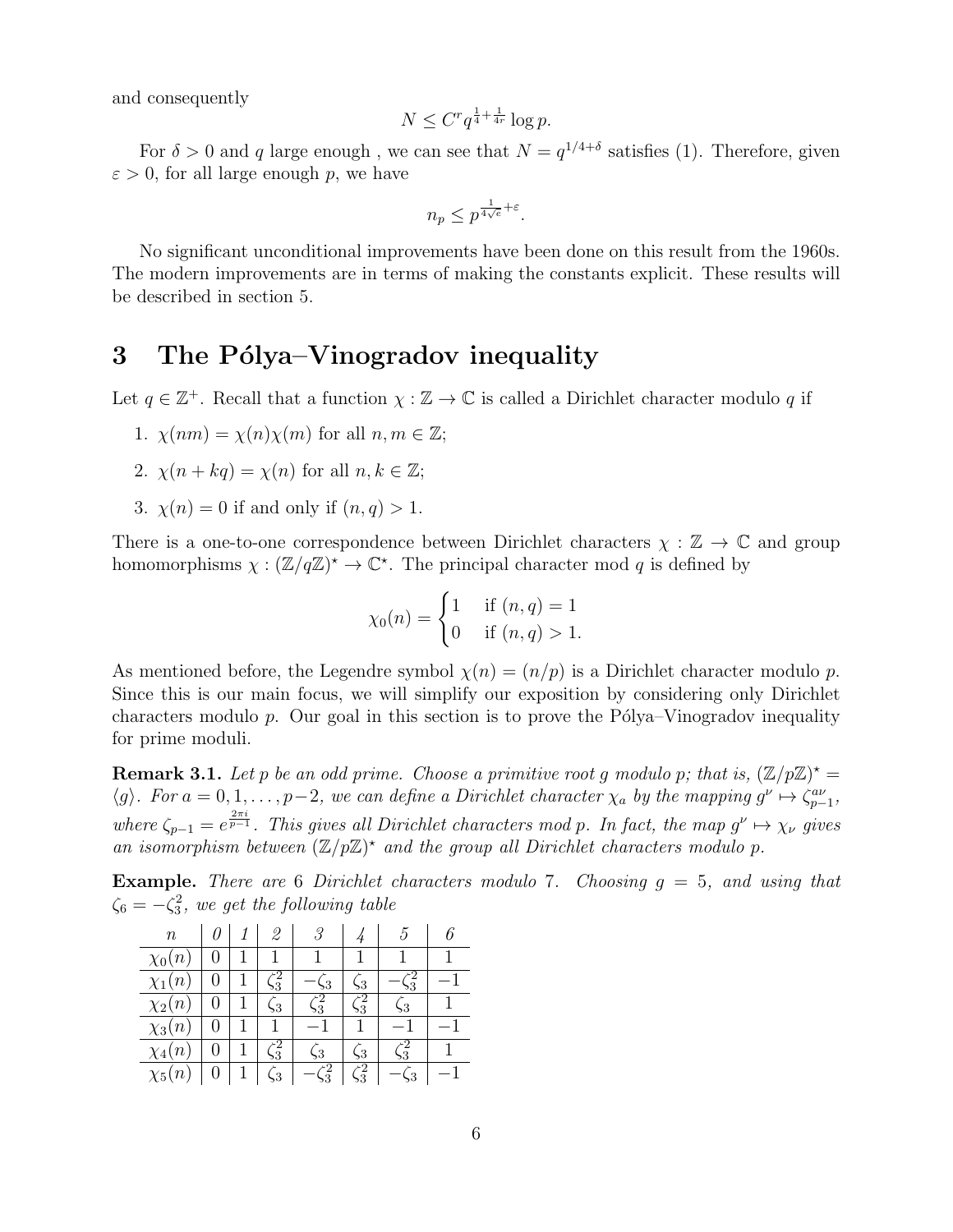and consequently

$$N \le C^r q^{\frac{1}{4}+\frac{1}{4r}} \log p.$$

For $\delta > 0$ and $q$ large enough , we can see that $N = q^{1/4+\delta}$ satisfies (1). Therefore, given $\varepsilon > 0$, for all large enough $p$, we have

$$n_p \le p^{\frac{1}{4\sqrt{e}}+\varepsilon}.$$

No significant unconditional improvements have been done on this result from the 1960s. The modern improvements are in terms of making the constants explicit. These results will be described in section 5.

# 3 The Pólya–Vinogradov inequality

Let $q \in \mathbb{Z}^+$. Recall that a function $\chi : \mathbb{Z} \to \mathbb{C}$ is called a Dirichlet character modulo $q$ if

1. $\chi(nm) = \chi(n)\chi(m)$ for all $n, m \in \mathbb{Z}$;
2. $\chi(n + kq) = \chi(n)$ for all $n, k \in \mathbb{Z}$;
3. $\chi(n) = 0$ if and only if $(n, q) > 1$.

There is a one-to-one correspondence between Dirichlet characters $\chi : \mathbb{Z} \to \mathbb{C}$ and group homomorphisms $\chi : (\mathbb{Z}/q\mathbb{Z})^\star \to \mathbb{C}^\star$. The principal character mod $q$ is defined by

$$\chi_0(n) = \begin{cases} 1 & \text{if } (n, q) = 1 \\ 0 & \text{if } (n, q) > 1. \end{cases}$$

As mentioned before, the Legendre symbol $\chi(n) = (n/p)$ is a Dirichlet character modulo $p$. Since this is our main focus, we will simplify our exposition by considering only Dirichlet characters modulo $p$. Our goal in this section is to prove the Pólya–Vinogradov inequality for prime moduli.

**Remark 3.1.** *Let $p$ be an odd prime. Choose a primitive root $g$ modulo $p$; that is, $(\mathbb{Z}/p\mathbb{Z})^\star = \langle g\rangle$. For $a = 0, 1, \ldots, p-2$, we can define a Dirichlet character $\chi_a$ by the mapping $g^\nu \mapsto \zeta_{p-1}^{a\nu}$, where $\zeta_{p-1} = e^{\frac{2\pi i}{p-1}}$. This gives all Dirichlet characters mod $p$. In fact, the map $g^\nu \mapsto \chi_\nu$ gives an isomorphism between $(\mathbb{Z}/p\mathbb{Z})^\star$ and the group all Dirichlet characters modulo $p$.*

**Example.** *There are 6 Dirichlet characters modulo 7. Choosing $g = 5$, and using that $\zeta_6 = -\zeta_3^2$, we get the following table*

| $n$ | 0 | 1 | 2 | 3 | 4 | 5 | 6 |
|---|---|---|---|---|---|---|---|
| $\chi_0(n)$ | 0 | 1 | 1 | 1 | 1 | 1 | 1 |
| $\chi_1(n)$ | 0 | 1 | $\zeta_3^2$ | $-\zeta_3$ | $\zeta_3$ | $-\zeta_3^2$ | $-1$ |
| $\chi_2(n)$ | 0 | 1 | $\zeta_3$ | $\zeta_3^2$ | $\zeta_3^2$ | $\zeta_3$ | 1 |
| $\chi_3(n)$ | 0 | 1 | 1 | $-1$ | 1 | $-1$ | $-1$ |
| $\chi_4(n)$ | 0 | 1 | $\zeta_3^2$ | $\zeta_3$ | $\zeta_3$ | $\zeta_3^2$ | 1 |
| $\chi_5(n)$ | 0 | 1 | $\zeta_3$ | $-\zeta_3^2$ | $\zeta_3^2$ | $-\zeta_3$ | $-1$ |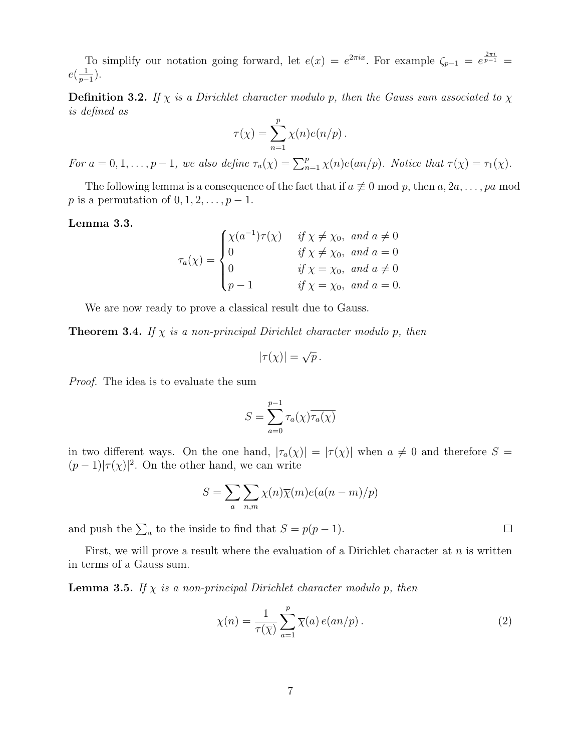To simplify our notation going forward, let $e(x) = e^{2\pi i x}$. For example $\zeta_{p-1} = e^{\frac{2\pi i}{p-1}} = e(\frac{1}{p-1})$.

**Definition 3.2.** *If $\chi$ is a Dirichlet character modulo $p$, then the Gauss sum associated to $\chi$ is defined as*

$$\tau(\chi) = \sum_{n=1}^{p} \chi(n) e(n/p)\,.$$

*For $a = 0, 1, \ldots, p-1$, we also define $\tau_a(\chi) = \sum_{n=1}^{p} \chi(n) e(an/p)$. Notice that $\tau(\chi) = \tau_1(\chi)$.*

The following lemma is a consequence of the fact that if $a \not\equiv 0 \bmod p$, then $a, 2a, \ldots, pa \bmod p$ is a permutation of $0, 1, 2, \ldots, p-1$.

**Lemma 3.3.**

$$\tau_a(\chi) = \begin{cases} \chi(a^{-1})\tau(\chi) & \text{if } \chi \neq \chi_0, \text{ and } a \neq 0 \\ 0 & \text{if } \chi \neq \chi_0, \text{ and } a = 0 \\ 0 & \text{if } \chi = \chi_0, \text{ and } a \neq 0 \\ p-1 & \text{if } \chi = \chi_0, \text{ and } a = 0. \end{cases}$$

We are now ready to prove a classical result due to Gauss.

**Theorem 3.4.** *If $\chi$ is a non-principal Dirichlet character modulo $p$, then*

$$|\tau(\chi)| = \sqrt{p}\,.$$

*Proof.* The idea is to evaluate the sum

$$S = \sum_{a=0}^{p-1} \tau_a(\chi)\overline{\tau_a(\chi)}$$

in two different ways. On the one hand, $|\tau_a(\chi)| = |\tau(\chi)|$ when $a \neq 0$ and therefore $S = (p-1)|\tau(\chi)|^2$. On the other hand, we can write

$$S = \sum_a \sum_{n,m} \chi(n)\overline{\chi}(m) e(a(n-m)/p)$$

and push the $\sum_a$ to the inside to find that $S = p(p-1)$. □

First, we will prove a result where the evaluation of a Dirichlet character at $n$ is written in terms of a Gauss sum.

**Lemma 3.5.** *If $\chi$ is a non-principal Dirichlet character modulo $p$, then*

$$\chi(n) = \frac{1}{\tau(\overline{\chi})} \sum_{a=1}^{p} \overline{\chi}(a)\, e(an/p)\,. \tag{2}$$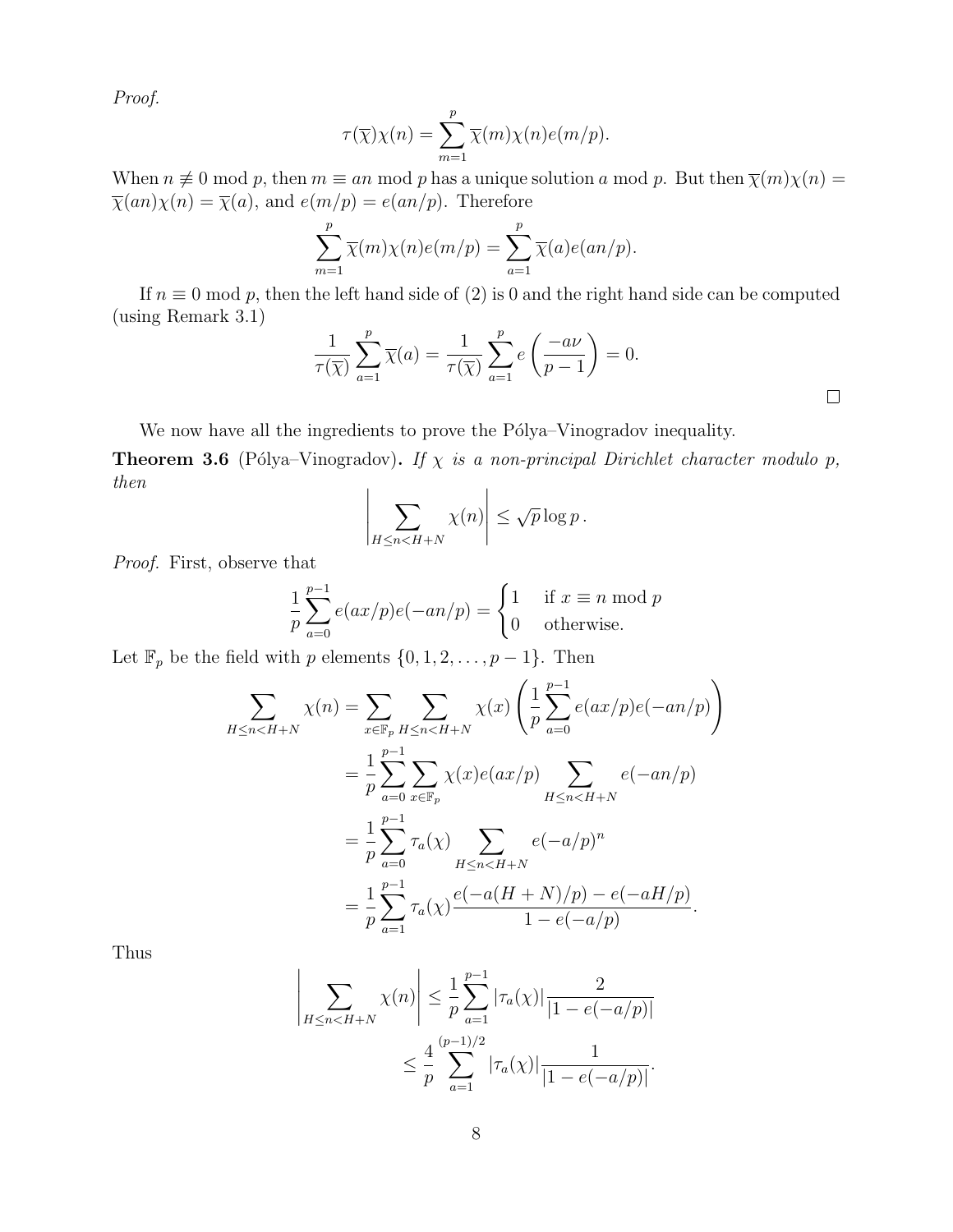*Proof.*

$$\tau(\overline{\chi})\chi(n) = \sum_{m=1}^{p} \overline{\chi}(m)\chi(n)e(m/p).$$

When $n \not\equiv 0 \bmod p$, then $m \equiv an \bmod p$ has a unique solution $a \bmod p$. But then $\overline{\chi}(m)\chi(n) = \overline{\chi}(an)\chi(n) = \overline{\chi}(a)$, and $e(m/p) = e(an/p)$. Therefore

$$\sum_{m=1}^{p} \overline{\chi}(m)\chi(n)e(m/p) = \sum_{a=1}^{p} \overline{\chi}(a)e(an/p).$$

If $n \equiv 0 \bmod p$, then the left hand side of (2) is 0 and the right hand side can be computed (using Remark 3.1)

$$\frac{1}{\tau(\overline{\chi})} \sum_{a=1}^{p} \overline{\chi}(a) = \frac{1}{\tau(\overline{\chi})} \sum_{a=1}^{p} e\left(\frac{-a\nu}{p-1}\right) = 0.$$

□

We now have all the ingredients to prove the Pólya–Vinogradov inequality.

**Theorem 3.6** (Pólya–Vinogradov)**.** *If $\chi$ is a non-principal Dirichlet character modulo $p$, then*

$$\left| \sum_{H \le n < H+N} \chi(n) \right| \le \sqrt{p} \log p \,.$$

*Proof.* First, observe that

$$\frac{1}{p} \sum_{a=0}^{p-1} e(ax/p)e(-an/p) = \begin{cases} 1 & \text{if } x \equiv n \bmod p \\ 0 & \text{otherwise.} \end{cases}$$

Let $\mathbb{F}_p$ be the field with $p$ elements $\{0, 1, 2, \ldots, p-1\}$. Then

$$\begin{aligned}
\sum_{H \le n < H+N} \chi(n) &= \sum_{x \in \mathbb{F}_p} \sum_{H \le n < H+N} \chi(x) \left( \frac{1}{p} \sum_{a=0}^{p-1} e(ax/p)e(-an/p) \right) \\
&= \frac{1}{p} \sum_{a=0}^{p-1} \sum_{x \in \mathbb{F}_p} \chi(x)e(ax/p) \sum_{H \le n < H+N} e(-an/p) \\
&= \frac{1}{p} \sum_{a=0}^{p-1} \tau_a(\chi) \sum_{H \le n < H+N} e(-a/p)^n \\
&= \frac{1}{p} \sum_{a=1}^{p-1} \tau_a(\chi) \frac{e(-a(H+N)/p) - e(-aH/p)}{1 - e(-a/p)}.
\end{aligned}$$

Thus

$$\begin{aligned}
\left| \sum_{H \le n < H+N} \chi(n) \right| &\le \frac{1}{p} \sum_{a=1}^{p-1} |\tau_a(\chi)| \frac{2}{|1 - e(-a/p)|} \\
&\le \frac{4}{p} \sum_{a=1}^{(p-1)/2} |\tau_a(\chi)| \frac{1}{|1 - e(-a/p)|}.
\end{aligned}$$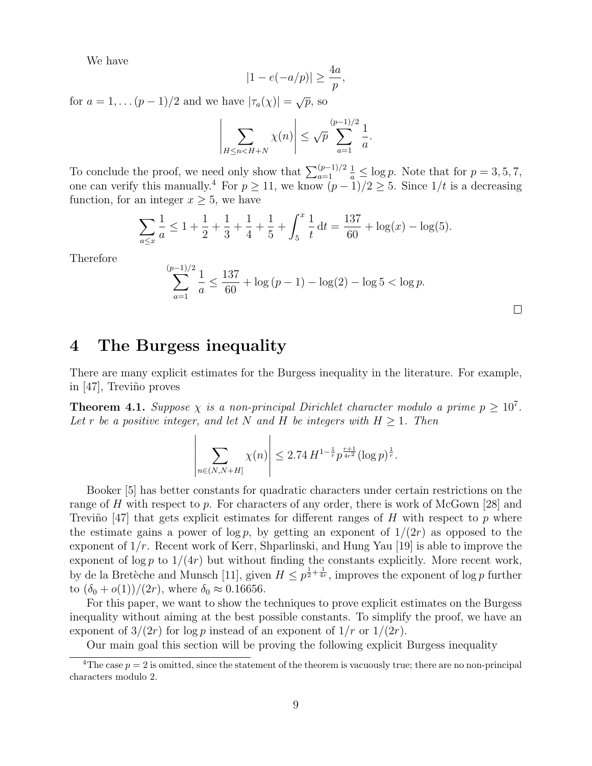We have

$$|1 - e(-a/p)| \geq \frac{4a}{p},$$

for $a = 1, \ldots (p-1)/2$ and we have $|\tau_a(\chi)| = \sqrt{p}$, so

$$\left| \sum_{H \leq n < H+N} \chi(n) \right| \leq \sqrt{p} \sum_{a=1}^{(p-1)/2} \frac{1}{a}.$$

To conclude the proof, we need only show that $\sum_{a=1}^{(p-1)/2} \frac{1}{a} \leq \log p$. Note that for $p = 3, 5, 7$, one can verify this manually.[4] For $p \geq 11$, we know $(p-1)/2 \geq 5$. Since $1/t$ is a decreasing function, for an integer $x \geq 5$, we have

$$\sum_{a \leq x} \frac{1}{a} \leq 1 + \frac{1}{2} + \frac{1}{3} + \frac{1}{4} + \frac{1}{5} + \int_5^x \frac{1}{t} \, \mathrm{d}t = \frac{137}{60} + \log(x) - \log(5).$$

Therefore

$$\sum_{a=1}^{(p-1)/2} \frac{1}{a} \leq \frac{137}{60} + \log(p-1) - \log(2) - \log 5 < \log p.$$

□

# 4 The Burgess inequality

There are many explicit estimates for the Burgess inequality in the literature. For example, in [47], Treviño proves

**Theorem 4.1.** *Suppose $\chi$ is a non-principal Dirichlet character modulo a prime $p \geq 10^7$. Let $r$ be a positive integer, and let $N$ and $H$ be integers with $H \geq 1$. Then*

$$\left| \sum_{n \in (N, N+H]} \chi(n) \right| \leq 2.74 \, H^{1-\frac{1}{r}} p^{\frac{r+1}{4r^2}} (\log p)^{\frac{1}{r}}.$$

Booker [5] has better constants for quadratic characters under certain restrictions on the range of $H$ with respect to $p$. For characters of any order, there is work of McGown [28] and Treviño [47] that gets explicit estimates for different ranges of $H$ with respect to $p$ where the estimate gains a power of $\log p$, by getting an exponent of $1/(2r)$ as opposed to the exponent of $1/r$. Recent work of Kerr, Shparlinski, and Hung Yau [19] is able to improve the exponent of $\log p$ to $1/(4r)$ but without finding the constants explicitly. More recent work, by de la Bretèche and Munsch [11], given $H \leq p^{\frac{1}{2}+\frac{1}{4r}}$, improves the exponent of $\log p$ further to $(\delta_0 + o(1))/(2r)$, where $\delta_0 \approx 0.16656$.

For this paper, we want to show the techniques to prove explicit estimates on the Burgess inequality without aiming at the best possible constants. To simplify the proof, we have an exponent of $3/(2r)$ for $\log p$ instead of an exponent of $1/r$ or $1/(2r)$.

Our main goal this section will be proving the following explicit Burgess inequality

---

[4] The case $p = 2$ is omitted, since the statement of the theorem is vacuously true; there are no non-principal characters modulo 2.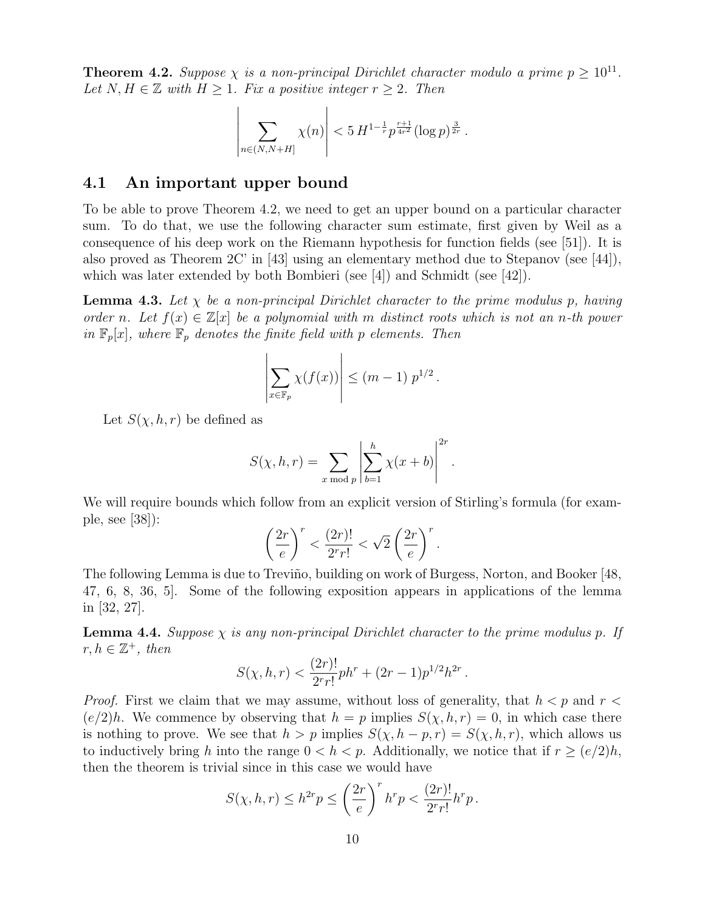**Theorem 4.2.** *Suppose $\chi$ is a non-principal Dirichlet character modulo a prime $p \geq 10^{11}$. Let $N, H \in \mathbb{Z}$ with $H \geq 1$. Fix a positive integer $r \geq 2$. Then*

$$\left| \sum_{n \in (N, N+H]} \chi(n) \right| < 5\, H^{1-\frac{1}{r}} p^{\frac{r+1}{4r^2}} (\log p)^{\frac{3}{2r}}\,.$$

## 4.1 An important upper bound

To be able to prove Theorem 4.2, we need to get an upper bound on a particular character sum. To do that, we use the following character sum estimate, first given by Weil as a consequence of his deep work on the Riemann hypothesis for function fields (see [51]). It is also proved as Theorem 2C' in [43] using an elementary method due to Stepanov (see [44]), which was later extended by both Bombieri (see [4]) and Schmidt (see [42]).

**Lemma 4.3.** *Let $\chi$ be a non-principal Dirichlet character to the prime modulus $p$, having order $n$. Let $f(x) \in \mathbb{Z}[x]$ be a polynomial with $m$ distinct roots which is not an $n$-th power in $\mathbb{F}_p[x]$, where $\mathbb{F}_p$ denotes the finite field with $p$ elements. Then*

$$\left| \sum_{x \in \mathbb{F}_p} \chi(f(x)) \right| \leq (m-1)\, p^{1/2}\,.$$

Let $S(\chi, h, r)$ be defined as

$$S(\chi, h, r) = \sum_{x \bmod p} \left| \sum_{b=1}^{h} \chi(x+b) \right|^{2r}.$$

We will require bounds which follow from an explicit version of Stirling's formula (for example, see [38]):

$$\left(\frac{2r}{e}\right)^r < \frac{(2r)!}{2^r r!} < \sqrt{2}\left(\frac{2r}{e}\right)^r.$$

The following Lemma is due to Treviño, building on work of Burgess, Norton, and Booker [48, 47, 6, 8, 36, 5]. Some of the following exposition appears in applications of the lemma in [32, 27].

**Lemma 4.4.** *Suppose $\chi$ is any non-principal Dirichlet character to the prime modulus $p$. If $r, h \in \mathbb{Z}^+$, then*

$$S(\chi, h, r) < \frac{(2r)!}{2^r r!} p h^r + (2r-1) p^{1/2} h^{2r}\,.$$

*Proof.* First we claim that we may assume, without loss of generality, that $h < p$ and $r < (e/2)h$. We commence by observing that $h = p$ implies $S(\chi, h, r) = 0$, in which case there is nothing to prove. We see that $h > p$ implies $S(\chi, h-p, r) = S(\chi, h, r)$, which allows us to inductively bring $h$ into the range $0 < h < p$. Additionally, we notice that if $r \geq (e/2)h$, then the theorem is trivial since in this case we would have

$$S(\chi, h, r) \leq h^{2r} p \leq \left(\frac{2r}{e}\right)^r h^r p < \frac{(2r)!}{2^r r!} h^r p\,.$$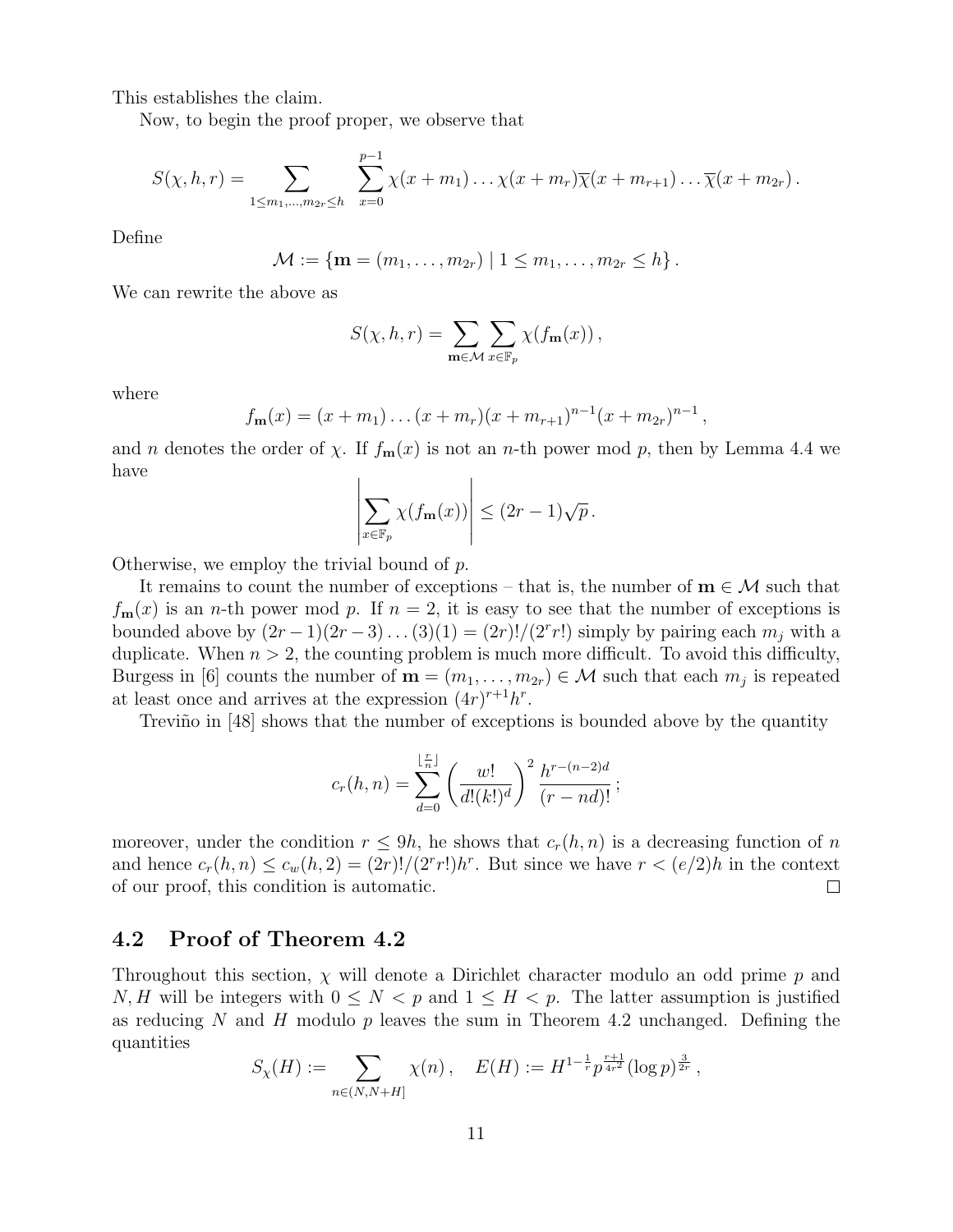This establishes the claim.

Now, to begin the proof proper, we observe that

$$S(\chi, h, r) = \sum_{1 \le m_1, \ldots, m_{2r} \le h} \sum_{x=0}^{p-1} \chi(x+m_1)\ldots\chi(x+m_r)\overline{\chi}(x+m_{r+1})\ldots\overline{\chi}(x+m_{2r}).$$

Define

$$\mathcal{M} := \{\mathbf{m} = (m_1, \ldots, m_{2r}) \mid 1 \le m_1, \ldots, m_{2r} \le h\}.$$

We can rewrite the above as

$$S(\chi, h, r) = \sum_{\mathbf{m} \in \mathcal{M}} \sum_{x \in \mathbb{F}_p} \chi(f_{\mathbf{m}}(x)),$$

where

$$f_{\mathbf{m}}(x) = (x+m_1)\ldots(x+m_r)(x+m_{r+1})^{n-1}(x+m_{2r})^{n-1},$$

and $n$ denotes the order of $\chi$. If $f_{\mathbf{m}}(x)$ is not an $n$-th power mod $p$, then by Lemma 4.4 we have

$$\left|\sum_{x \in \mathbb{F}_p} \chi(f_{\mathbf{m}}(x))\right| \le (2r-1)\sqrt{p}.$$

Otherwise, we employ the trivial bound of $p$.

It remains to count the number of exceptions – that is, the number of $\mathbf{m} \in \mathcal{M}$ such that $f_{\mathbf{m}}(x)$ is an $n$-th power mod $p$. If $n = 2$, it is easy to see that the number of exceptions is bounded above by $(2r-1)(2r-3)\ldots(3)(1) = (2r)!/(2^r r!)$ simply by pairing each $m_j$ with a duplicate. When $n > 2$, the counting problem is much more difficult. To avoid this difficulty, Burgess in [6] counts the number of $\mathbf{m} = (m_1, \ldots, m_{2r}) \in \mathcal{M}$ such that each $m_j$ is repeated at least once and arrives at the expression $(4r)^{r+1}h^r$.

Treviño in [48] shows that the number of exceptions is bounded above by the quantity

$$c_r(h,n) = \sum_{d=0}^{\lfloor \frac{r}{n} \rfloor} \left(\frac{w!}{d!(k!)^d}\right)^2 \frac{h^{r-(n-2)d}}{(r-nd)!};$$

moreover, under the condition $r \le 9h$, he shows that $c_r(h,n)$ is a decreasing function of $n$ and hence $c_r(h,n) \le c_w(h,2) = (2r)!/(2^r r!)h^r$. But since we have $r < (e/2)h$ in the context of our proof, this condition is automatic. $\square$

## 4.2 Proof of Theorem 4.2

Throughout this section, $\chi$ will denote a Dirichlet character modulo an odd prime $p$ and $N, H$ will be integers with $0 \le N < p$ and $1 \le H < p$. The latter assumption is justified as reducing $N$ and $H$ modulo $p$ leaves the sum in Theorem 4.2 unchanged. Defining the quantities

$$S_\chi(H) := \sum_{n \in (N, N+H]} \chi(n), \quad E(H) := H^{1-\frac{1}{r}} p^{\frac{r+1}{4r^2}} (\log p)^{\frac{3}{2r}},$$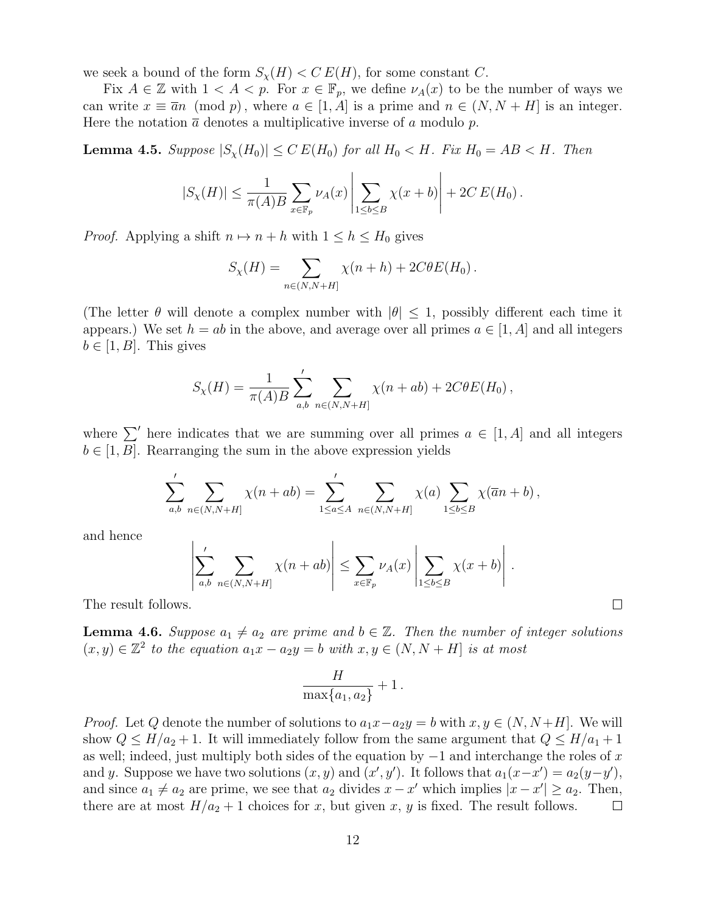we seek a bound of the form $S_\chi(H) < C\,E(H)$, for some constant $C$.

Fix $A \in \mathbb{Z}$ with $1 < A < p$. For $x \in \mathbb{F}_p$, we define $\nu_A(x)$ to be the number of ways we can write $x \equiv \overline{a}n \pmod p$, where $a \in [1, A]$ is a prime and $n \in (N, N+H]$ is an integer. Here the notation $\overline{a}$ denotes a multiplicative inverse of $a$ modulo $p$.

**Lemma 4.5.** *Suppose $|S_\chi(H_0)| \le C\,E(H_0)$ for all $H_0 < H$. Fix $H_0 = AB < H$. Then*

$$|S_\chi(H)| \le \frac{1}{\pi(A)B} \sum_{x \in \mathbb{F}_p} \nu_A(x) \left| \sum_{1 \le b \le B} \chi(x+b) \right| + 2C\,E(H_0)\,.$$

*Proof.* Applying a shift $n \mapsto n + h$ with $1 \le h \le H_0$ gives

$$S_\chi(H) = \sum_{n \in (N, N+H]} \chi(n+h) + 2C\theta E(H_0)\,.$$

(The letter $\theta$ will denote a complex number with $|\theta| \le 1$, possibly different each time it appears.) We set $h = ab$ in the above, and average over all primes $a \in [1, A]$ and all integers $b \in [1, B]$. This gives

$$S_\chi(H) = \frac{1}{\pi(A)B} \sideset{}{'}\sum_{a,b} \sum_{n \in (N,N+H]} \chi(n+ab) + 2C\theta E(H_0)\,,$$

where $\sum'$ here indicates that we are summing over all primes $a \in [1, A]$ and all integers $b \in [1, B]$. Rearranging the sum in the above expression yields

$$\sideset{}{'}\sum_{a,b} \sum_{n \in (N,N+H]} \chi(n+ab) = \sideset{}{'}\sum_{1 \le a \le A} \sum_{n \in (N,N+H]} \chi(a) \sum_{1 \le b \le B} \chi(\overline{a}n + b)\,,$$

and hence

$$\left| \sideset{}{'}\sum_{a,b} \sum_{n \in (N,N+H]} \chi(n+ab) \right| \le \sum_{x \in \mathbb{F}_p} \nu_A(x) \left| \sum_{1 \le b \le B} \chi(x+b) \right|\,.$$

The result follows. $\square$

**Lemma 4.6.** *Suppose $a_1 \ne a_2$ are prime and $b \in \mathbb{Z}$. Then the number of integer solutions $(x, y) \in \mathbb{Z}^2$ to the equation $a_1 x - a_2 y = b$ with $x, y \in (N, N+H]$ is at most*

$$\frac{H}{\max\{a_1, a_2\}} + 1\,.$$

*Proof.* Let $Q$ denote the number of solutions to $a_1 x - a_2 y = b$ with $x, y \in (N, N+H]$. We will show $Q \le H/a_2 + 1$. It will immediately follow from the same argument that $Q \le H/a_1 + 1$ as well; indeed, just multiply both sides of the equation by $-1$ and interchange the roles of $x$ and $y$. Suppose we have two solutions $(x, y)$ and $(x', y')$. It follows that $a_1(x - x') = a_2(y - y')$, and since $a_1 \ne a_2$ are prime, we see that $a_2$ divides $x - x'$ which implies $|x - x'| \ge a_2$. Then, there are at most $H/a_2 + 1$ choices for $x$, but given $x$, $y$ is fixed. The result follows. $\square$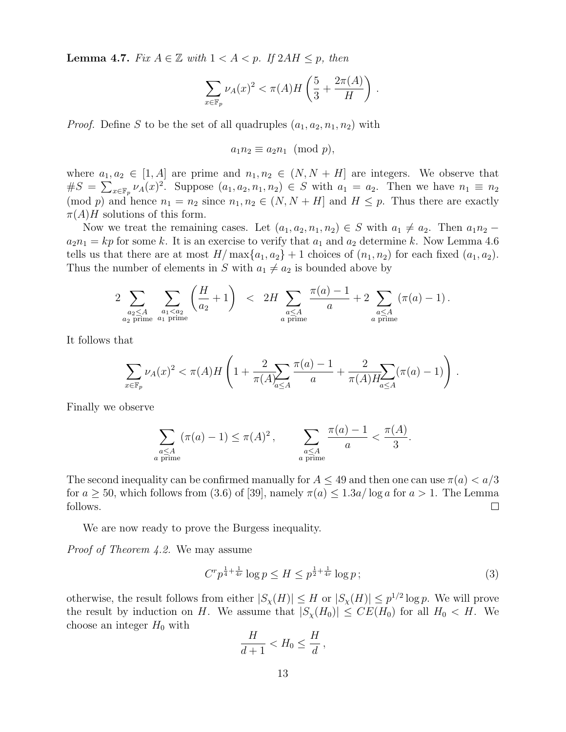**Lemma 4.7.** *Fix $A \in \mathbb{Z}$ with $1 < A < p$. If $2AH \leq p$, then*

$$\sum_{x \in \mathbb{F}_p} \nu_A(x)^2 < \pi(A) H \left( \frac{5}{3} + \frac{2\pi(A)}{H} \right).$$

*Proof.* Define $S$ to be the set of all quadruples $(a_1, a_2, n_1, n_2)$ with

$$a_1 n_2 \equiv a_2 n_1 \pmod{p},$$

where $a_1, a_2 \in [1, A]$ are prime and $n_1, n_2 \in (N, N+H]$ are integers. We observe that $\#S = \sum_{x \in \mathbb{F}_p} \nu_A(x)^2$. Suppose $(a_1, a_2, n_1, n_2) \in S$ with $a_1 = a_2$. Then we have $n_1 \equiv n_2 \pmod{p}$ and hence $n_1 = n_2$ since $n_1, n_2 \in (N, N+H]$ and $H \leq p$. Thus there are exactly $\pi(A)H$ solutions of this form.

Now we treat the remaining cases. Let $(a_1, a_2, n_1, n_2) \in S$ with $a_1 \neq a_2$. Then $a_1 n_2 - a_2 n_1 = kp$ for some $k$. It is an exercise to verify that $a_1$ and $a_2$ determine $k$. Now Lemma 4.6 tells us that there are at most $H/\max\{a_1, a_2\} + 1$ choices of $(n_1, n_2)$ for each fixed $(a_1, a_2)$. Thus the number of elements in $S$ with $a_1 \neq a_2$ is bounded above by

$$2 \sum_{\substack{a_2 \leq A \\ a_2 \text{ prime}}} \sum_{\substack{a_1 < a_2 \\ a_1 \text{ prime}}} \left( \frac{H}{a_2} + 1 \right) < 2H \sum_{\substack{a \leq A \\ a \text{ prime}}} \frac{\pi(a) - 1}{a} + 2 \sum_{\substack{a \leq A \\ a \text{ prime}}} (\pi(a) - 1).$$

It follows that

$$\sum_{x \in \mathbb{F}_p} \nu_A(x)^2 < \pi(A) H \left( 1 + \frac{2}{\pi(A)} \sum_{a \leq A} \frac{\pi(a) - 1}{a} + \frac{2}{\pi(A) H} \sum_{a \leq A} (\pi(a) - 1) \right).$$

Finally we observe

$$\sum_{\substack{a \leq A \\ a \text{ prime}}} (\pi(a) - 1) \leq \pi(A)^2, \qquad \sum_{\substack{a \leq A \\ a \text{ prime}}} \frac{\pi(a) - 1}{a} < \frac{\pi(A)}{3}.$$

The second inequality can be confirmed manually for $A \leq 49$ and then one can use $\pi(a) < a/3$ for $a \geq 50$, which follows from (3.6) of [39], namely $\pi(a) \leq 1.3a/\log a$ for $a > 1$. The Lemma follows. $\square$

We are now ready to prove the Burgess inequality.

*Proof of Theorem 4.2.* We may assume

$$C^r p^{\frac{1}{4} + \frac{1}{4r}} \log p \leq H \leq p^{\frac{1}{2} + \frac{1}{4r}} \log p; \tag{3}$$

otherwise, the result follows from either $|S_\chi(H)| \leq H$ or $|S_\chi(H)| \leq p^{1/2} \log p$. We will prove the result by induction on $H$. We assume that $|S_\chi(H_0)| \leq C E(H_0)$ for all $H_0 < H$. We choose an integer $H_0$ with

$$\frac{H}{d+1} < H_0 \leq \frac{H}{d},$$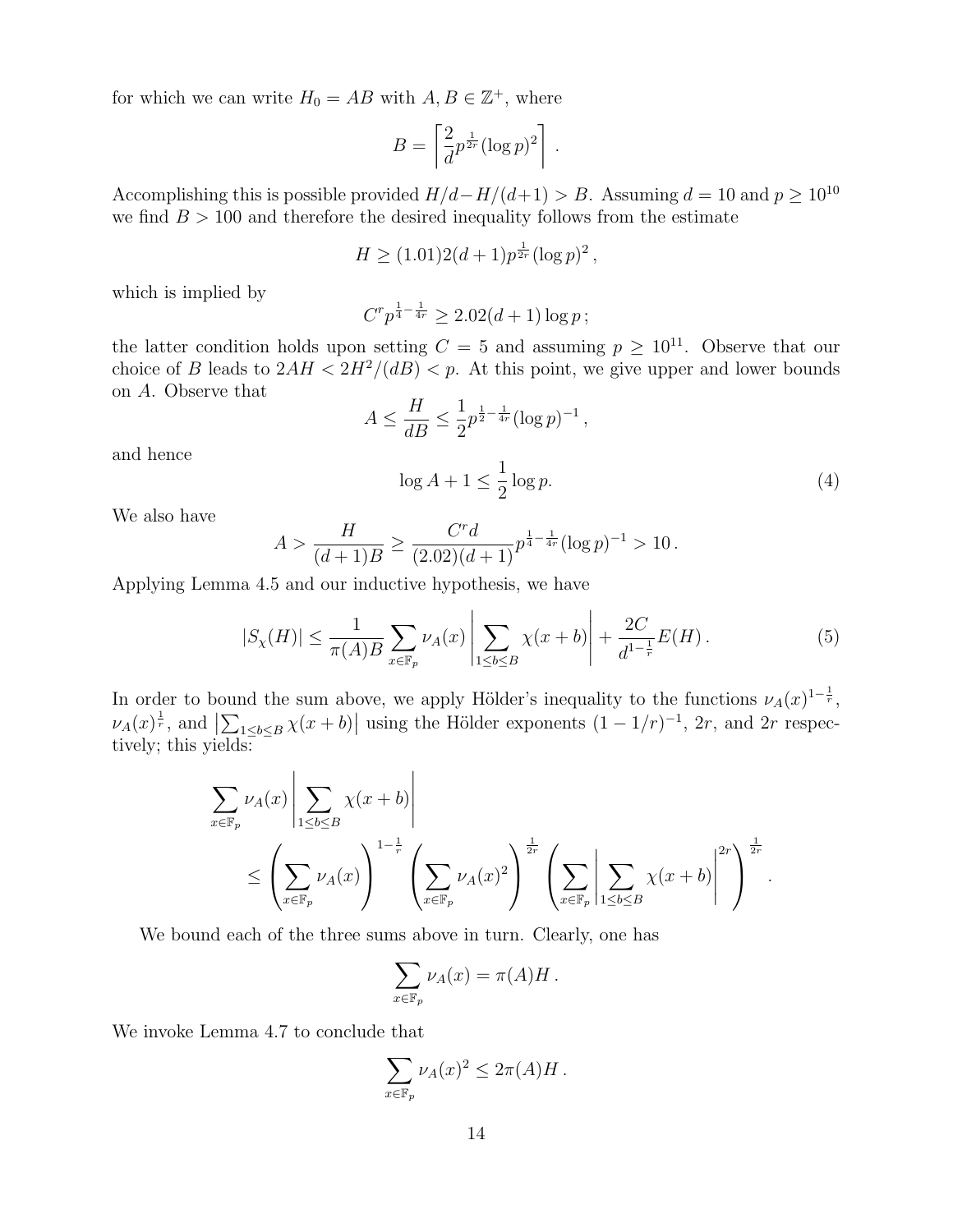for which we can write $H_0 = AB$ with $A, B \in \mathbb{Z}^+$, where

$$B = \left\lceil \frac{2}{d} p^{\frac{1}{2r}} (\log p)^2 \right\rceil .$$

Accomplishing this is possible provided $H/d - H/(d+1) > B$. Assuming $d = 10$ and $p \geq 10^{10}$ we find $B > 100$ and therefore the desired inequality follows from the estimate

$$H \geq (1.01)2(d+1)p^{\frac{1}{2r}} (\log p)^2 ,$$

which is implied by

$$C^r p^{\frac{1}{4} - \frac{1}{4r}} \geq 2.02(d+1) \log p ;$$

the latter condition holds upon setting $C = 5$ and assuming $p \geq 10^{11}$. Observe that our choice of $B$ leads to $2AH < 2H^2/(dB) < p$. At this point, we give upper and lower bounds on $A$. Observe that

$$A \leq \frac{H}{dB} \leq \frac{1}{2} p^{\frac{1}{2} - \frac{1}{4r}} (\log p)^{-1} ,$$

and hence

$$\log A + 1 \leq \frac{1}{2} \log p. \tag{4}$$

We also have

$$A > \frac{H}{(d+1)B} \geq \frac{C^r d}{(2.02)(d+1)} p^{\frac{1}{4} - \frac{1}{4r}} (\log p)^{-1} > 10 .$$

Applying Lemma 4.5 and our inductive hypothesis, we have

$$|S_\chi(H)| \leq \frac{1}{\pi(A)B} \sum_{x \in \mathbb{F}_p} \nu_A(x) \left| \sum_{1 \leq b \leq B} \chi(x+b) \right| + \frac{2C}{d^{1-\frac{1}{r}}} E(H) . \tag{5}$$

In order to bound the sum above, we apply Hölder's inequality to the functions $\nu_A(x)^{1-\frac{1}{r}}$, $\nu_A(x)^{\frac{1}{r}}$, and $\left|\sum_{1 \leq b \leq B} \chi(x+b)\right|$ using the Hölder exponents $(1 - 1/r)^{-1}$, $2r$, and $2r$ respectively; this yields:

$$\sum_{x \in \mathbb{F}_p} \nu_A(x) \left| \sum_{1 \leq b \leq B} \chi(x+b) \right| \leq \left( \sum_{x \in \mathbb{F}_p} \nu_A(x) \right)^{1-\frac{1}{r}} \left( \sum_{x \in \mathbb{F}_p} \nu_A(x)^2 \right)^{\frac{1}{2r}} \left( \sum_{x \in \mathbb{F}_p} \left| \sum_{1 \leq b \leq B} \chi(x+b) \right|^{2r} \right)^{\frac{1}{2r}} .$$

We bound each of the three sums above in turn. Clearly, one has

$$\sum_{x \in \mathbb{F}_p} \nu_A(x) = \pi(A)H .$$

We invoke Lemma 4.7 to conclude that

$$\sum_{x \in \mathbb{F}_p} \nu_A(x)^2 \leq 2\pi(A)H .$$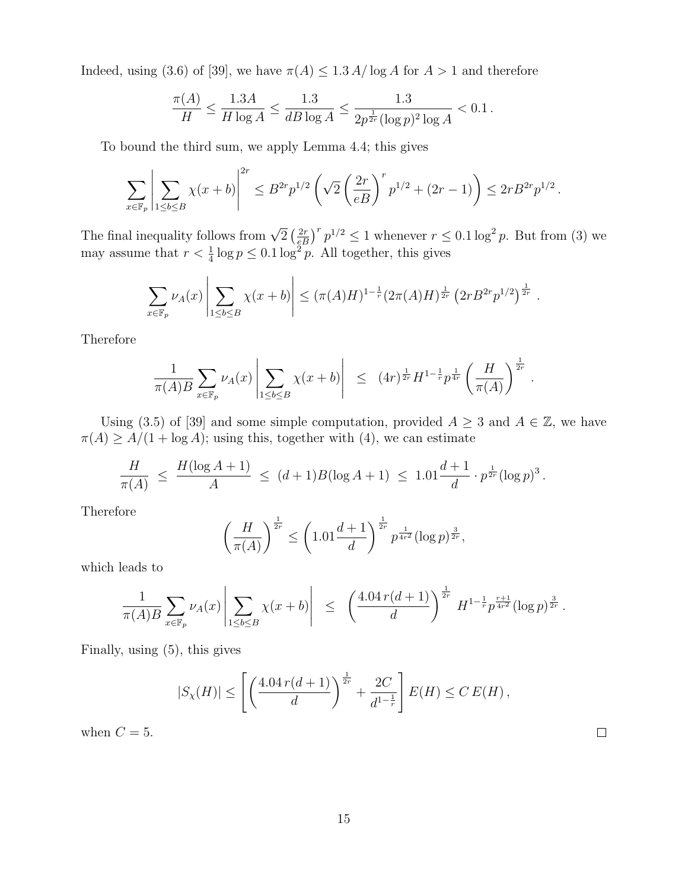Indeed, using (3.6) of [39], we have $\pi(A) \le 1.3\, A/\log A$ for $A > 1$ and therefore

$$\frac{\pi(A)}{H} \le \frac{1.3A}{H \log A} \le \frac{1.3}{dB \log A} \le \frac{1.3}{2p^{\frac{1}{2r}}(\log p)^2 \log A} < 0.1\,.$$

To bound the third sum, we apply Lemma 4.4; this gives

$$\sum_{x\in\mathbb{F}_p} \left| \sum_{1\le b\le B} \chi(x+b) \right|^{2r} \le B^{2r}p^{1/2}\left(\sqrt{2}\left(\frac{2r}{eB}\right)^r p^{1/2} + (2r-1)\right) \le 2rB^{2r}p^{1/2}\,.$$

The final inequality follows from $\sqrt{2}\left(\frac{2r}{eB}\right)^r p^{1/2} \le 1$ whenever $r \le 0.1 \log^2 p$. But from (3) we may assume that $r < \frac{1}{4}\log p \le 0.1 \log^2 p$. All together, this gives

$$\sum_{x\in\mathbb{F}_p} \nu_A(x) \left| \sum_{1\le b\le B} \chi(x+b) \right| \le (\pi(A)H)^{1-\frac{1}{r}}(2\pi(A)H)^{\frac{1}{2r}}\left(2rB^{2r}p^{1/2}\right)^{\frac{1}{2r}}\,.$$

Therefore

$$\frac{1}{\pi(A)B}\sum_{x\in\mathbb{F}_p} \nu_A(x) \left| \sum_{1\le b\le B} \chi(x+b) \right| \;\le\; (4r)^{\frac{1}{2r}} H^{1-\frac{1}{r}} p^{\frac{1}{4r}} \left(\frac{H}{\pi(A)}\right)^{\frac{1}{2r}}\,.$$

Using (3.5) of [39] and some simple computation, provided $A \ge 3$ and $A \in \mathbb{Z}$, we have $\pi(A) \ge A/(1+\log A)$; using this, together with (4), we can estimate

$$\frac{H}{\pi(A)} \;\le\; \frac{H(\log A + 1)}{A} \;\le\; (d+1)B(\log A + 1) \;\le\; 1.01\frac{d+1}{d}\cdot p^{\frac{1}{2r}}(\log p)^3\,.$$

Therefore

$$\left(\frac{H}{\pi(A)}\right)^{\frac{1}{2r}} \le \left(1.01\frac{d+1}{d}\right)^{\frac{1}{2r}} p^{\frac{1}{4r^2}}(\log p)^{\frac{3}{2r}},$$

which leads to

$$\frac{1}{\pi(A)B}\sum_{x\in\mathbb{F}_p} \nu_A(x) \left| \sum_{1\le b\le B} \chi(x+b) \right| \;\le\; \left(\frac{4.04\, r(d+1)}{d}\right)^{\frac{1}{2r}} H^{1-\frac{1}{r}} p^{\frac{r+1}{4r^2}} (\log p)^{\frac{3}{2r}}\,.$$

Finally, using (5), this gives

$$|S_\chi(H)| \le \left[\left(\frac{4.04\, r(d+1)}{d}\right)^{\frac{1}{2r}} + \frac{2C}{d^{1-\frac{1}{r}}}\right] E(H) \le C\, E(H)\,,$$

when $C = 5$. $\square$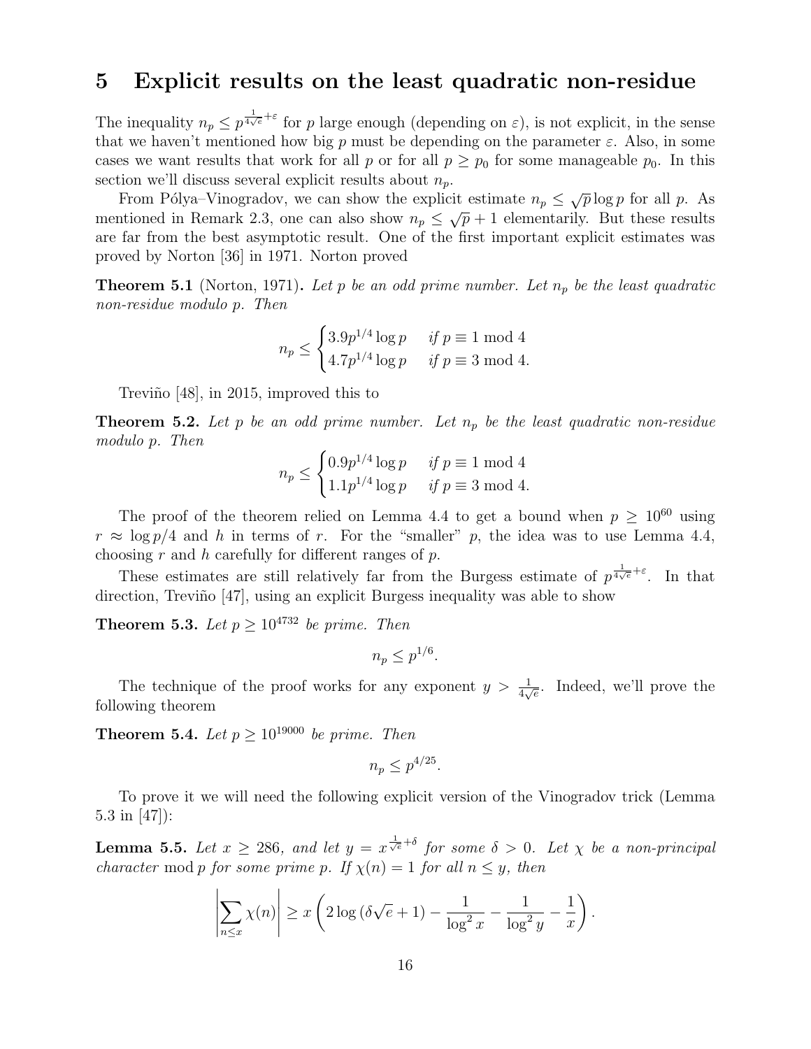## 5 Explicit results on the least quadratic non-residue

The inequality $n_p \leq p^{\frac{1}{4\sqrt{e}}+\varepsilon}$ for $p$ large enough (depending on $\varepsilon$), is not explicit, in the sense that we haven't mentioned how big $p$ must be depending on the parameter $\varepsilon$. Also, in some cases we want results that work for all $p$ or for all $p \geq p_0$ for some manageable $p_0$. In this section we'll discuss several explicit results about $n_p$.

From Pólya–Vinogradov, we can show the explicit estimate $n_p \leq \sqrt{p}\log p$ for all $p$. As mentioned in Remark 2.3, one can also show $n_p \leq \sqrt{p}+1$ elementarily. But these results are far from the best asymptotic result. One of the first important explicit estimates was proved by Norton [36] in 1971. Norton proved

**Theorem 5.1** (Norton, 1971)**.** *Let $p$ be an odd prime number. Let $n_p$ be the least quadratic non-residue modulo $p$. Then*

$$n_p \leq \begin{cases} 3.9p^{1/4}\log p & \text{if } p \equiv 1 \bmod 4 \\ 4.7p^{1/4}\log p & \text{if } p \equiv 3 \bmod 4. \end{cases}$$

Treviño [48], in 2015, improved this to

**Theorem 5.2.** *Let $p$ be an odd prime number. Let $n_p$ be the least quadratic non-residue modulo $p$. Then*

$$n_p \leq \begin{cases} 0.9p^{1/4}\log p & \text{if } p \equiv 1 \bmod 4 \\ 1.1p^{1/4}\log p & \text{if } p \equiv 3 \bmod 4. \end{cases}$$

The proof of the theorem relied on Lemma 4.4 to get a bound when $p \geq 10^{60}$ using $r \approx \log p/4$ and $h$ in terms of $r$. For the "smaller" $p$, the idea was to use Lemma 4.4, choosing $r$ and $h$ carefully for different ranges of $p$.

These estimates are still relatively far from the Burgess estimate of $p^{\frac{1}{4\sqrt{e}}+\varepsilon}$. In that direction, Treviño [47], using an explicit Burgess inequality was able to show

**Theorem 5.3.** *Let $p \geq 10^{4732}$ be prime. Then*

$$n_p \leq p^{1/6}.$$

The technique of the proof works for any exponent $y > \frac{1}{4\sqrt{e}}$. Indeed, we'll prove the following theorem

**Theorem 5.4.** *Let $p \geq 10^{19000}$ be prime. Then*

$$n_p \leq p^{4/25}.$$

To prove it we will need the following explicit version of the Vinogradov trick (Lemma 5.3 in [47]):

**Lemma 5.5.** *Let $x \geq 286$, and let $y = x^{\frac{1}{\sqrt{e}}+\delta}$ for some $\delta > 0$. Let $\chi$ be a non-principal character* mod $p$ *for some prime $p$. If $\chi(n) = 1$ for all $n \leq y$, then*

$$\left|\sum_{n\leq x}\chi(n)\right| \geq x\left(2\log\left(\delta\sqrt{e}+1\right) - \frac{1}{\log^2 x} - \frac{1}{\log^2 y} - \frac{1}{x}\right).$$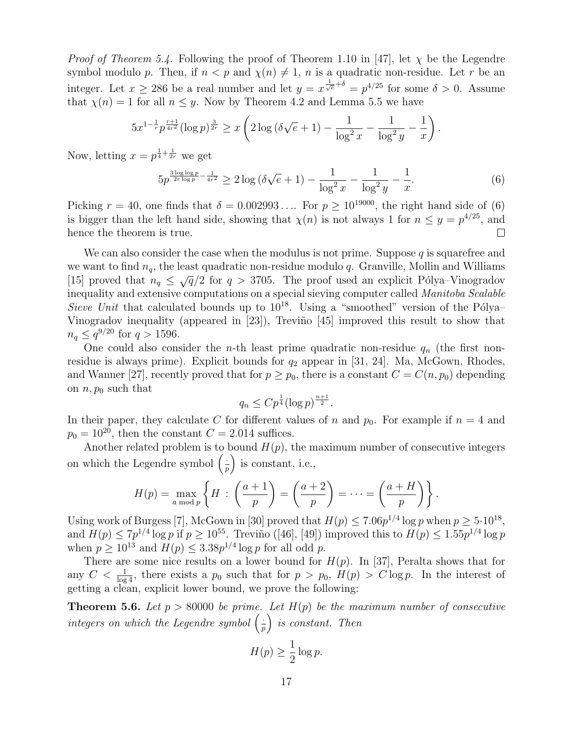*Proof of Theorem 5.4.* Following the proof of Theorem 1.10 in [47], let $\chi$ be the Legendre symbol modulo $p$. Then, if $n < p$ and $\chi(n) \neq 1$, $n$ is a quadratic non-residue. Let $r$ be an integer. Let $x \geq 286$ be a real number and let $y = x^{\frac{1}{\sqrt{e}}+\delta} = p^{4/25}$ for some $\delta > 0$. Assume that $\chi(n) = 1$ for all $n \leq y$. Now by Theorem 4.2 and Lemma 5.5 we have

$$5x^{1-\frac{1}{r}}p^{\frac{r+1}{4r^2}}(\log p)^{\frac{3}{2r}} \geq x\left(2\log(\delta\sqrt{e}+1) - \frac{1}{\log^2 x} - \frac{1}{\log^2 y} - \frac{1}{x}\right).$$

Now, letting $x = p^{\frac{1}{4}+\frac{1}{2r}}$ we get

$$5p^{\frac{3\log\log p}{2r\log p}-\frac{1}{4r^2}} \geq 2\log(\delta\sqrt{e}+1) - \frac{1}{\log^2 x} - \frac{1}{\log^2 y} - \frac{1}{x}. \tag{6}$$

Picking $r = 40$, one finds that $\delta = 0.002993\ldots$. For $p \geq 10^{19000}$, the right hand side of (6) is bigger than the left hand side, showing that $\chi(n)$ is not always 1 for $n \leq y = p^{4/25}$, and hence the theorem is true. $\square$

We can also consider the case when the modulus is not prime. Suppose $q$ is squarefree and we want to find $n_q$, the least quadratic non-residue modulo $q$. Granville, Mollin and Williams [15] proved that $n_q \leq \sqrt{q}/2$ for $q > 3705$. The proof used an explicit Pólya–Vinogradov inequality and extensive computations on a special sieving computer called *Manitoba Scalable Sieve Unit* that calculated bounds up to $10^{18}$. Using a "smoothed" version of the Pólya–Vinogradov inequality (appeared in [23]), Treviño [45] improved this result to show that $n_q \leq q^{9/20}$ for $q > 1596$.

One could also consider the $n$-th least prime quadratic non-residue $q_n$ (the first non-residue is always prime). Explicit bounds for $q_2$ appear in [31, 24]. Ma, McGown, Rhodes, and Wanner [27], recently proved that for $p \geq p_0$, there is a constant $C = C(n, p_0)$ depending on $n, p_0$ such that

$$q_n \leq Cp^{\frac{1}{4}}(\log p)^{\frac{n+1}{2}}.$$

In their paper, they calculate $C$ for different values of $n$ and $p_0$. For example if $n = 4$ and $p_0 = 10^{20}$, then the constant $C = 2.014$ suffices.

Another related problem is to bound $H(p)$, the maximum number of consecutive integers on which the Legendre symbol $\left(\frac{\cdot}{p}\right)$ is constant, i.e.,

$$H(p) = \max_{a \bmod p}\left\{H : \left(\frac{a+1}{p}\right) = \left(\frac{a+2}{p}\right) = \cdots = \left(\frac{a+H}{p}\right)\right\}.$$

Using work of Burgess [7], McGown in [30] proved that $H(p) \leq 7.06p^{1/4}\log p$ when $p \geq 5\cdot 10^{18}$, and $H(p) \leq 7p^{1/4}\log p$ if $p \geq 10^{55}$. Treviño ([46], [49]) improved this to $H(p) \leq 1.55p^{1/4}\log p$ when $p \geq 10^{13}$ and $H(p) \leq 3.38p^{1/4}\log p$ for all odd $p$.

There are some nice results on a lower bound for $H(p)$. In [37], Peralta shows that for any $C < \frac{1}{\log 4}$, there exists a $p_0$ such that for $p > p_0$, $H(p) > C\log p$. In the interest of getting a clean, explicit lower bound, we prove the following:

**Theorem 5.6.** *Let $p > 80000$ be prime. Let $H(p)$ be the maximum number of consecutive integers on which the Legendre symbol $\left(\frac{\cdot}{p}\right)$ is constant. Then*

$$H(p) \geq \frac{1}{2}\log p.$$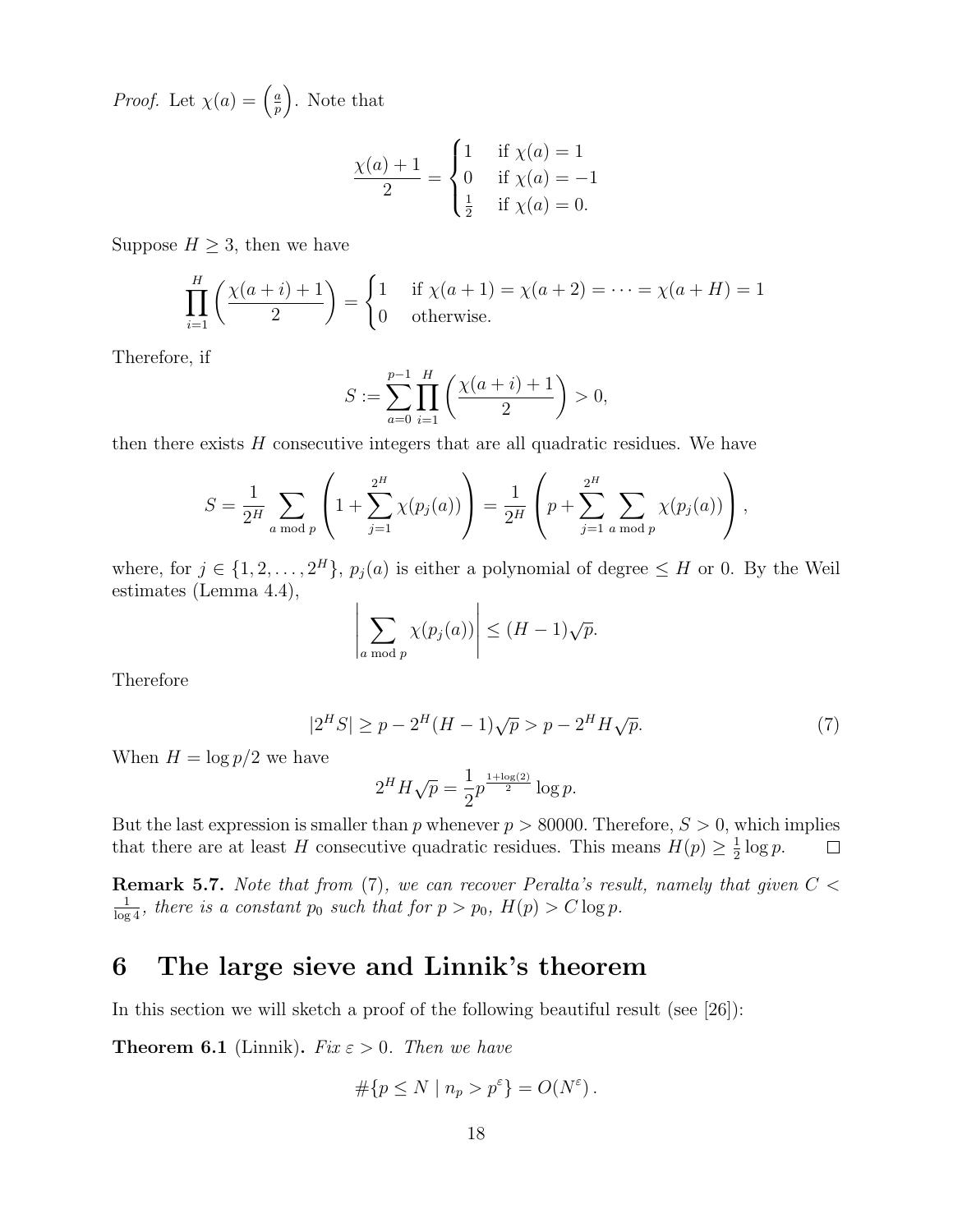*Proof.* Let $\chi(a) = \left(\frac{a}{p}\right)$. Note that

$$\frac{\chi(a)+1}{2} = \begin{cases} 1 & \text{if } \chi(a) = 1 \\ 0 & \text{if } \chi(a) = -1 \\ \frac{1}{2} & \text{if } \chi(a) = 0. \end{cases}$$

Suppose $H \geq 3$, then we have

$$\prod_{i=1}^{H} \left( \frac{\chi(a+i)+1}{2} \right) = \begin{cases} 1 & \text{if } \chi(a+1) = \chi(a+2) = \cdots = \chi(a+H) = 1 \\ 0 & \text{otherwise.} \end{cases}$$

Therefore, if

$$S := \sum_{a=0}^{p-1} \prod_{i=1}^{H} \left( \frac{\chi(a+i)+1}{2} \right) > 0,$$

then there exists $H$ consecutive integers that are all quadratic residues. We have

$$S = \frac{1}{2^H} \sum_{a \bmod p} \left( 1 + \sum_{j=1}^{2^H} \chi(p_j(a)) \right) = \frac{1}{2^H} \left( p + \sum_{j=1}^{2^H} \sum_{a \bmod p} \chi(p_j(a)) \right),$$

where, for $j \in \{1, 2, \ldots, 2^H\}$, $p_j(a)$ is either a polynomial of degree $\leq H$ or 0. By the Weil estimates (Lemma 4.4),

$$\left| \sum_{a \bmod p} \chi(p_j(a)) \right| \leq (H-1)\sqrt{p}.$$

Therefore

$$|2^H S| \geq p - 2^H (H-1)\sqrt{p} > p - 2^H H \sqrt{p}. \tag{7}$$

When $H = \log p/2$ we have

$$2^H H \sqrt{p} = \frac{1}{2} p^{\frac{1+\log(2)}{2}} \log p.$$

But the last expression is smaller than $p$ whenever $p > 80000$. Therefore, $S > 0$, which implies that there are at least $H$ consecutive quadratic residues. This means $H(p) \geq \frac{1}{2} \log p$. $\square$

**Remark 5.7.** *Note that from (7), we can recover Peralta's result, namely that given $C < \frac{1}{\log 4}$, there is a constant $p_0$ such that for $p > p_0$, $H(p) > C \log p$.*

# 6 The large sieve and Linnik's theorem

In this section we will sketch a proof of the following beautiful result (see [26]):

**Theorem 6.1** (Linnik)**.** *Fix $\varepsilon > 0$. Then we have*

$$\#\{p \leq N \mid n_p > p^{\varepsilon}\} = O(N^{\varepsilon}).$$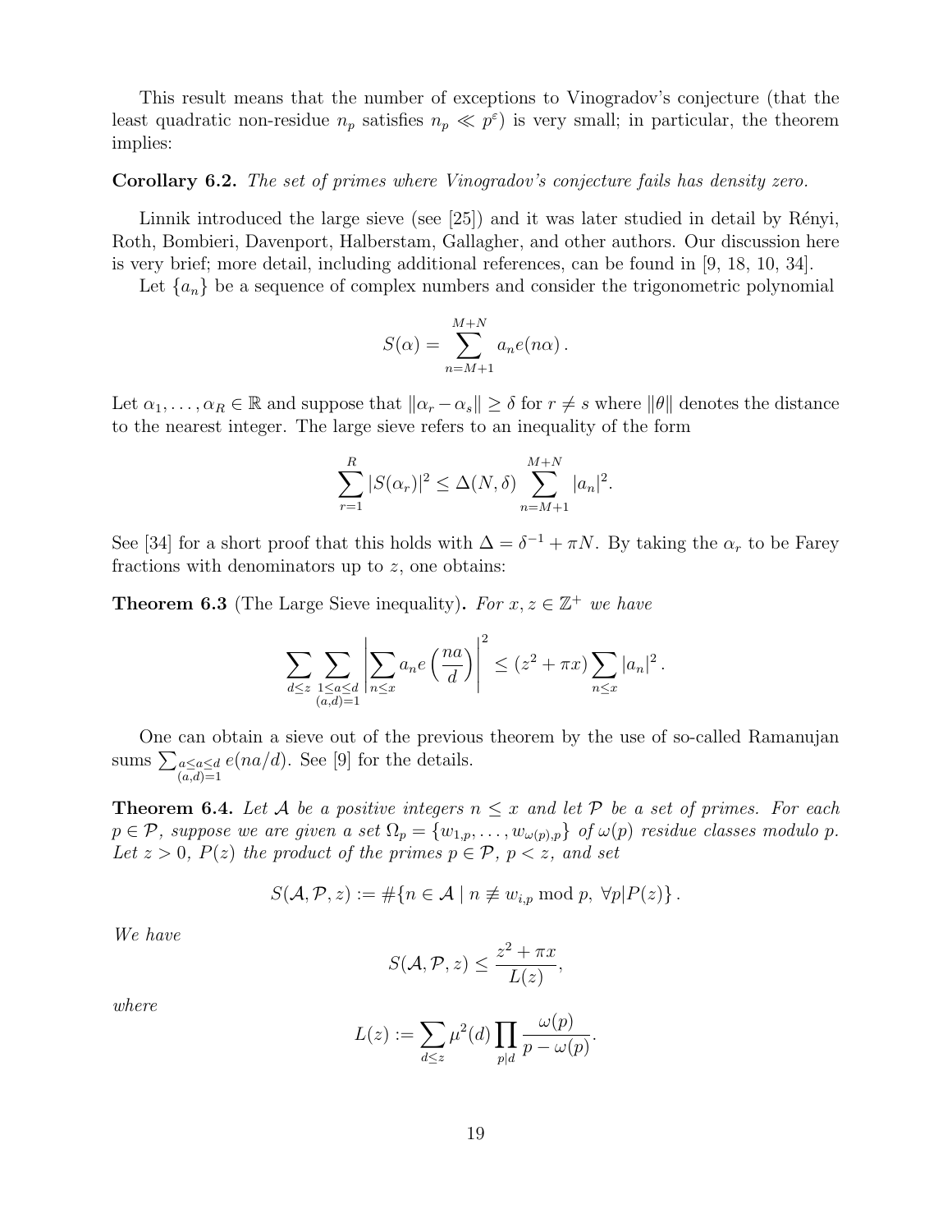This result means that the number of exceptions to Vinogradov's conjecture (that the least quadratic non-residue $n_p$ satisfies $n_p \ll p^{\varepsilon}$) is very small; in particular, the theorem implies:

**Corollary 6.2.** *The set of primes where Vinogradov's conjecture fails has density zero.*

Linnik introduced the large sieve (see [25]) and it was later studied in detail by Rényi, Roth, Bombieri, Davenport, Halberstam, Gallagher, and other authors. Our discussion here is very brief; more detail, including additional references, can be found in [9, 18, 10, 34].

Let $\{a_n\}$ be a sequence of complex numbers and consider the trigonometric polynomial

$$S(\alpha) = \sum_{n=M+1}^{M+N} a_n e(n\alpha) .$$

Let $\alpha_1, \ldots, \alpha_R \in \mathbb{R}$ and suppose that $\|\alpha_r - \alpha_s\| \geq \delta$ for $r \neq s$ where $\|\theta\|$ denotes the distance to the nearest integer. The large sieve refers to an inequality of the form

$$\sum_{r=1}^{R} |S(\alpha_r)|^2 \leq \Delta(N, \delta) \sum_{n=M+1}^{M+N} |a_n|^2.$$

See [34] for a short proof that this holds with $\Delta = \delta^{-1} + \pi N$. By taking the $\alpha_r$ to be Farey fractions with denominators up to $z$, one obtains:

**Theorem 6.3** (The Large Sieve inequality)**.** *For $x, z \in \mathbb{Z}^+$ we have*

$$\sum_{d \leq z} \sum_{\substack{1 \leq a \leq d \\ (a,d)=1}} \left| \sum_{n \leq x} a_n e\left(\frac{na}{d}\right) \right|^2 \leq (z^2 + \pi x) \sum_{n \leq x} |a_n|^2 .$$

One can obtain a sieve out of the previous theorem by the use of so-called Ramanujan sums $\sum_{\substack{a \leq a \leq d \\ (a,d)=1}} e(na/d)$. See [9] for the details.

**Theorem 6.4.** *Let $\mathcal{A}$ be a positive integers $n \leq x$ and let $\mathcal{P}$ be a set of primes. For each $p \in \mathcal{P}$, suppose we are given a set $\Omega_p = \{w_{1,p}, \ldots, w_{\omega(p),p}\}$ of $\omega(p)$ residue classes modulo $p$. Let $z > 0$, $P(z)$ the product of the primes $p \in \mathcal{P}$, $p < z$, and set*

$$S(\mathcal{A}, \mathcal{P}, z) := \#\{n \in \mathcal{A} \mid n \not\equiv w_{i,p} \bmod p, \ \forall p | P(z)\} .$$

*We have*

$$S(\mathcal{A}, \mathcal{P}, z) \leq \frac{z^2 + \pi x}{L(z)},$$

*where*

$$L(z) := \sum_{d \leq z} \mu^2(d) \prod_{p|d} \frac{\omega(p)}{p - \omega(p)}.$$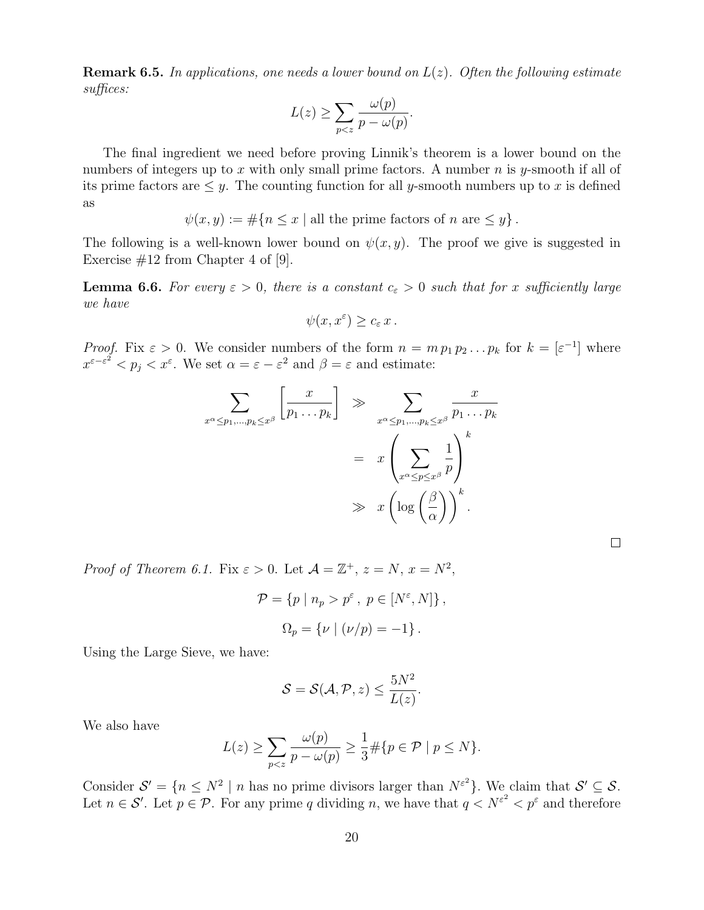**Remark 6.5.** *In applications, one needs a lower bound on $L(z)$. Often the following estimate suffices:*

$$L(z) \geq \sum_{p<z} \frac{\omega(p)}{p - \omega(p)}.$$

The final ingredient we need before proving Linnik's theorem is a lower bound on the numbers of integers up to $x$ with only small prime factors. A number $n$ is $y$-smooth if all of its prime factors are $\leq y$. The counting function for all $y$-smooth numbers up to $x$ is defined as

$$\psi(x, y) := \#\{n \leq x \mid \text{all the prime factors of } n \text{ are } \leq y\}.$$

The following is a well-known lower bound on $\psi(x, y)$. The proof we give is suggested in Exercise #12 from Chapter 4 of [9].

**Lemma 6.6.** *For every $\varepsilon > 0$, there is a constant $c_\varepsilon > 0$ such that for $x$ sufficiently large we have*

$$\psi(x, x^\varepsilon) \geq c_\varepsilon \, x.$$

*Proof.* Fix $\varepsilon > 0$. We consider numbers of the form $n = m\, p_1 p_2 \ldots p_k$ for $k = [\varepsilon^{-1}]$ where $x^{\varepsilon - \varepsilon^2} < p_j < x^\varepsilon$. We set $\alpha = \varepsilon - \varepsilon^2$ and $\beta = \varepsilon$ and estimate:

$$\begin{aligned}
\sum_{x^\alpha \leq p_1, \ldots, p_k \leq x^\beta} \left[ \frac{x}{p_1 \ldots p_k} \right] &\gg \sum_{x^\alpha \leq p_1, \ldots, p_k \leq x^\beta} \frac{x}{p_1 \ldots p_k} \\
&= x \left( \sum_{x^\alpha \leq p \leq x^\beta} \frac{1}{p} \right)^k \\
&\gg x \left( \log \left( \frac{\beta}{\alpha} \right) \right)^k.
\end{aligned}$$

□

*Proof of Theorem 6.1.* Fix $\varepsilon > 0$. Let $\mathcal{A} = \mathbb{Z}^+$, $z = N$, $x = N^2$,

$$\mathcal{P} = \{p \mid n_p > p^\varepsilon, \; p \in [N^\varepsilon, N]\},$$

$$\Omega_p = \{\nu \mid (\nu/p) = -1\}.$$

Using the Large Sieve, we have:

$$\mathcal{S} = \mathcal{S}(\mathcal{A}, \mathcal{P}, z) \leq \frac{5N^2}{L(z)}.$$

We also have

$$L(z) \geq \sum_{p<z} \frac{\omega(p)}{p - \omega(p)} \geq \frac{1}{3} \#\{p \in \mathcal{P} \mid p \leq N\}.$$

Consider $\mathcal{S}' = \{n \leq N^2 \mid n \text{ has no prime divisors larger than } N^{\varepsilon^2}\}$. We claim that $\mathcal{S}' \subseteq \mathcal{S}$. Let $n \in \mathcal{S}'$. Let $p \in \mathcal{P}$. For any prime $q$ dividing $n$, we have that $q < N^{\varepsilon^2} < p^\varepsilon$ and therefore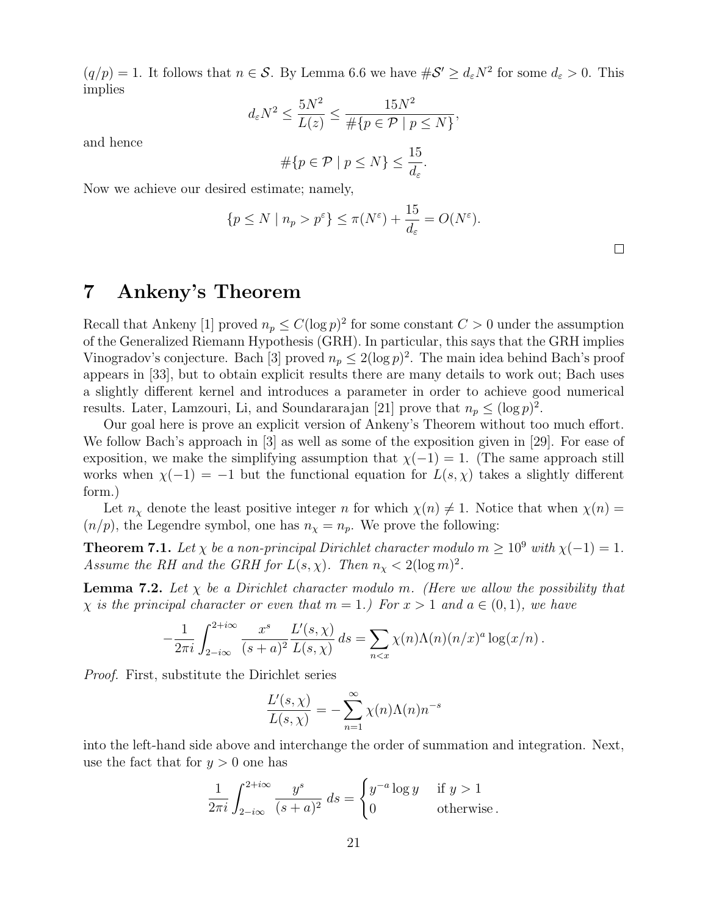$(q/p) = 1$. It follows that $n \in \mathcal{S}$. By Lemma 6.6 we have $\#\mathcal{S}' \geq d_\varepsilon N^2$ for some $d_\varepsilon > 0$. This implies

$$d_\varepsilon N^2 \leq \frac{5N^2}{L(z)} \leq \frac{15N^2}{\#\{p \in \mathcal{P} \mid p \leq N\}},$$

and hence

$$\#\{p \in \mathcal{P} \mid p \leq N\} \leq \frac{15}{d_\varepsilon}.$$

Now we achieve our desired estimate; namely,

$$\{p \leq N \mid n_p > p^\varepsilon\} \leq \pi(N^\varepsilon) + \frac{15}{d_\varepsilon} = O(N^\varepsilon).$$

□

# 7 Ankeny's Theorem

Recall that Ankeny [1] proved $n_p \leq C(\log p)^2$ for some constant $C > 0$ under the assumption of the Generalized Riemann Hypothesis (GRH). In particular, this says that the GRH implies Vinogradov's conjecture. Bach [3] proved $n_p \leq 2(\log p)^2$. The main idea behind Bach's proof appears in [33], but to obtain explicit results there are many details to work out; Bach uses a slightly different kernel and introduces a parameter in order to achieve good numerical results. Later, Lamzouri, Li, and Soundararajan [21] prove that $n_p \leq (\log p)^2$.

Our goal here is prove an explicit version of Ankeny's Theorem without too much effort. We follow Bach's approach in [3] as well as some of the exposition given in [29]. For ease of exposition, we make the simplifying assumption that $\chi(-1) = 1$. (The same approach still works when $\chi(-1) = -1$ but the functional equation for $L(s, \chi)$ takes a slightly different form.)

Let $n_\chi$ denote the least positive integer $n$ for which $\chi(n) \neq 1$. Notice that when $\chi(n) = (n/p)$, the Legendre symbol, one has $n_\chi = n_p$. We prove the following:

**Theorem 7.1.** *Let $\chi$ be a non-principal Dirichlet character modulo $m \geq 10^9$ with $\chi(-1) = 1$. Assume the RH and the GRH for $L(s, \chi)$. Then $n_\chi < 2(\log m)^2$.*

**Lemma 7.2.** *Let $\chi$ be a Dirichlet character modulo $m$. (Here we allow the possibility that $\chi$ is the principal character or even that $m = 1$.) For $x > 1$ and $a \in (0, 1)$, we have*

$$-\frac{1}{2\pi i} \int_{2-i\infty}^{2+i\infty} \frac{x^s}{(s+a)^2} \frac{L'(s,\chi)}{L(s,\chi)} \, ds = \sum_{n<x} \chi(n)\Lambda(n)(n/x)^a \log(x/n) \, .$$

*Proof.* First, substitute the Dirichlet series

$$\frac{L'(s,\chi)}{L(s,\chi)} = -\sum_{n=1}^{\infty} \chi(n)\Lambda(n)n^{-s}$$

into the left-hand side above and interchange the order of summation and integration. Next, use the fact that for $y > 0$ one has

$$\frac{1}{2\pi i} \int_{2-i\infty}^{2+i\infty} \frac{y^s}{(s+a)^2} \, ds = \begin{cases} y^{-a} \log y & \text{if } y > 1 \\ 0 & \text{otherwise} \, . \end{cases}$$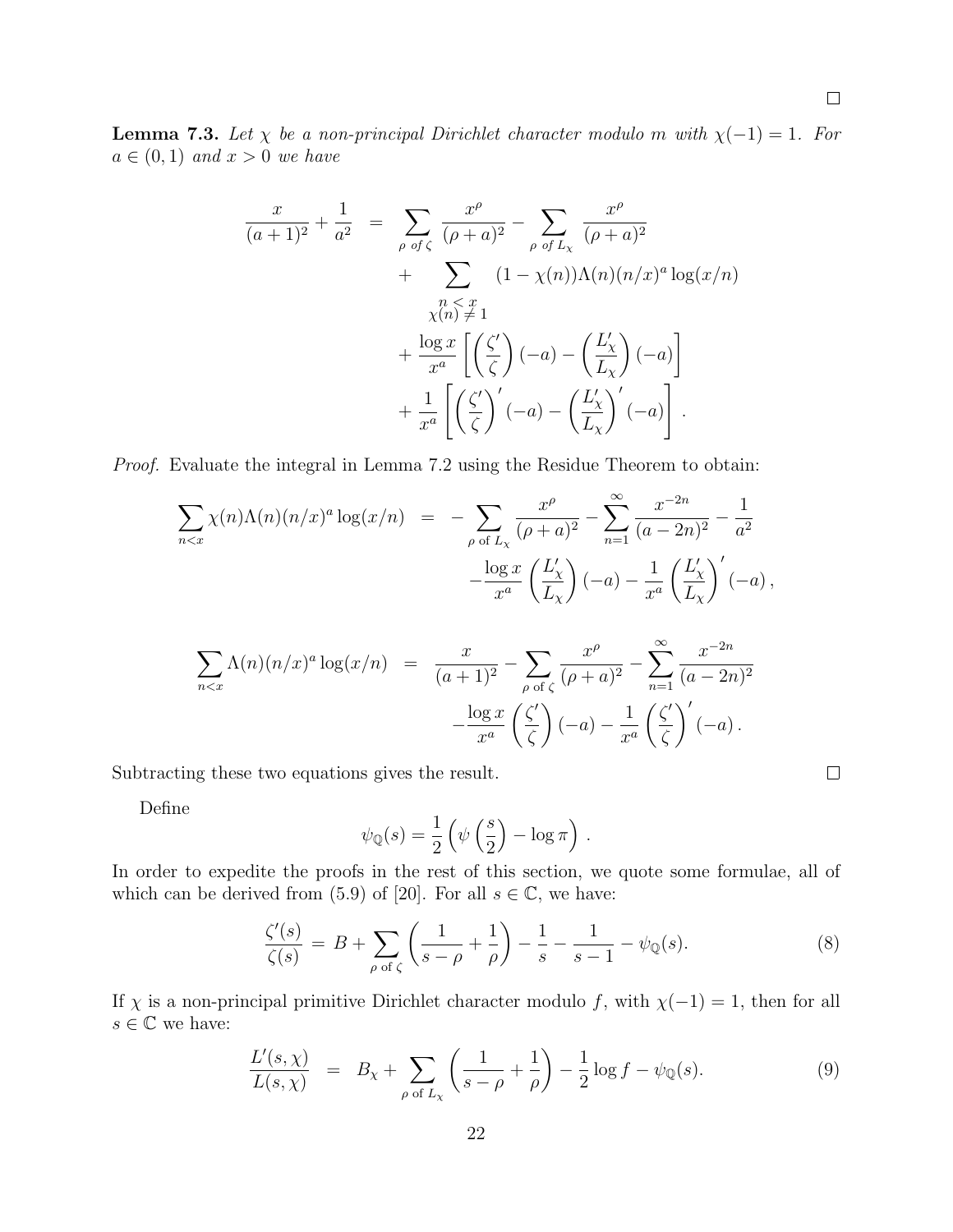□

**Lemma 7.3.** *Let $\chi$ be a non-principal Dirichlet character modulo $m$ with $\chi(-1) = 1$. For $a \in (0,1)$ and $x > 0$ we have*

$$
\begin{aligned}
\frac{x}{(a+1)^2} + \frac{1}{a^2} \;&=\; \sum_{\rho \text{ of } \zeta} \frac{x^\rho}{(\rho+a)^2} - \sum_{\rho \text{ of } L_\chi} \frac{x^\rho}{(\rho+a)^2} \\
&\quad + \sum_{\substack{n<x \\ \chi(n)\neq 1}} (1-\chi(n))\Lambda(n)(n/x)^a \log(x/n) \\
&\quad + \frac{\log x}{x^a}\left[\left(\frac{\zeta'}{\zeta}\right)(-a) - \left(\frac{L_\chi'}{L_\chi}\right)(-a)\right] \\
&\quad + \frac{1}{x^a}\left[\left(\frac{\zeta'}{\zeta}\right)'(-a) - \left(\frac{L_\chi'}{L_\chi}\right)'(-a)\right].
\end{aligned}
$$

*Proof.* Evaluate the integral in Lemma 7.2 using the Residue Theorem to obtain:

$$
\begin{aligned}
\sum_{n<x} \chi(n)\Lambda(n)(n/x)^a \log(x/n) \;&=\; -\sum_{\rho \text{ of } L_\chi} \frac{x^\rho}{(\rho+a)^2} - \sum_{n=1}^{\infty} \frac{x^{-2n}}{(a-2n)^2} - \frac{1}{a^2} \\
&\quad -\frac{\log x}{x^a}\left(\frac{L_\chi'}{L_\chi}\right)(-a) - \frac{1}{x^a}\left(\frac{L_\chi'}{L_\chi}\right)'(-a)\,,
\end{aligned}
$$

$$
\begin{aligned}
\sum_{n<x} \Lambda(n)(n/x)^a \log(x/n) \;&=\; \frac{x}{(a+1)^2} - \sum_{\rho \text{ of } \zeta} \frac{x^\rho}{(\rho+a)^2} - \sum_{n=1}^{\infty} \frac{x^{-2n}}{(a-2n)^2} \\
&\quad -\frac{\log x}{x^a}\left(\frac{\zeta'}{\zeta}\right)(-a) - \frac{1}{x^a}\left(\frac{\zeta'}{\zeta}\right)'(-a)\,.
\end{aligned}
$$

Subtracting these two equations gives the result. □

Define

$$
\psi_{\mathbb{Q}}(s) = \frac{1}{2}\left(\psi\left(\frac{s}{2}\right) - \log \pi\right).
$$

In order to expedite the proofs in the rest of this section, we quote some formulae, all of which can be derived from (5.9) of [20]. For all $s \in \mathbb{C}$, we have:

$$
\frac{\zeta'(s)}{\zeta(s)} \;=\; B + \sum_{\rho \text{ of } \zeta}\left(\frac{1}{s-\rho} + \frac{1}{\rho}\right) - \frac{1}{s} - \frac{1}{s-1} - \psi_{\mathbb{Q}}(s). \tag{8}
$$

If $\chi$ is a non-principal primitive Dirichlet character modulo $f$, with $\chi(-1) = 1$, then for all $s \in \mathbb{C}$ we have:

$$
\frac{L'(s,\chi)}{L(s,\chi)} \;=\; B_\chi + \sum_{\rho \text{ of } L_\chi}\left(\frac{1}{s-\rho} + \frac{1}{\rho}\right) - \frac{1}{2}\log f - \psi_{\mathbb{Q}}(s). \tag{9}
$$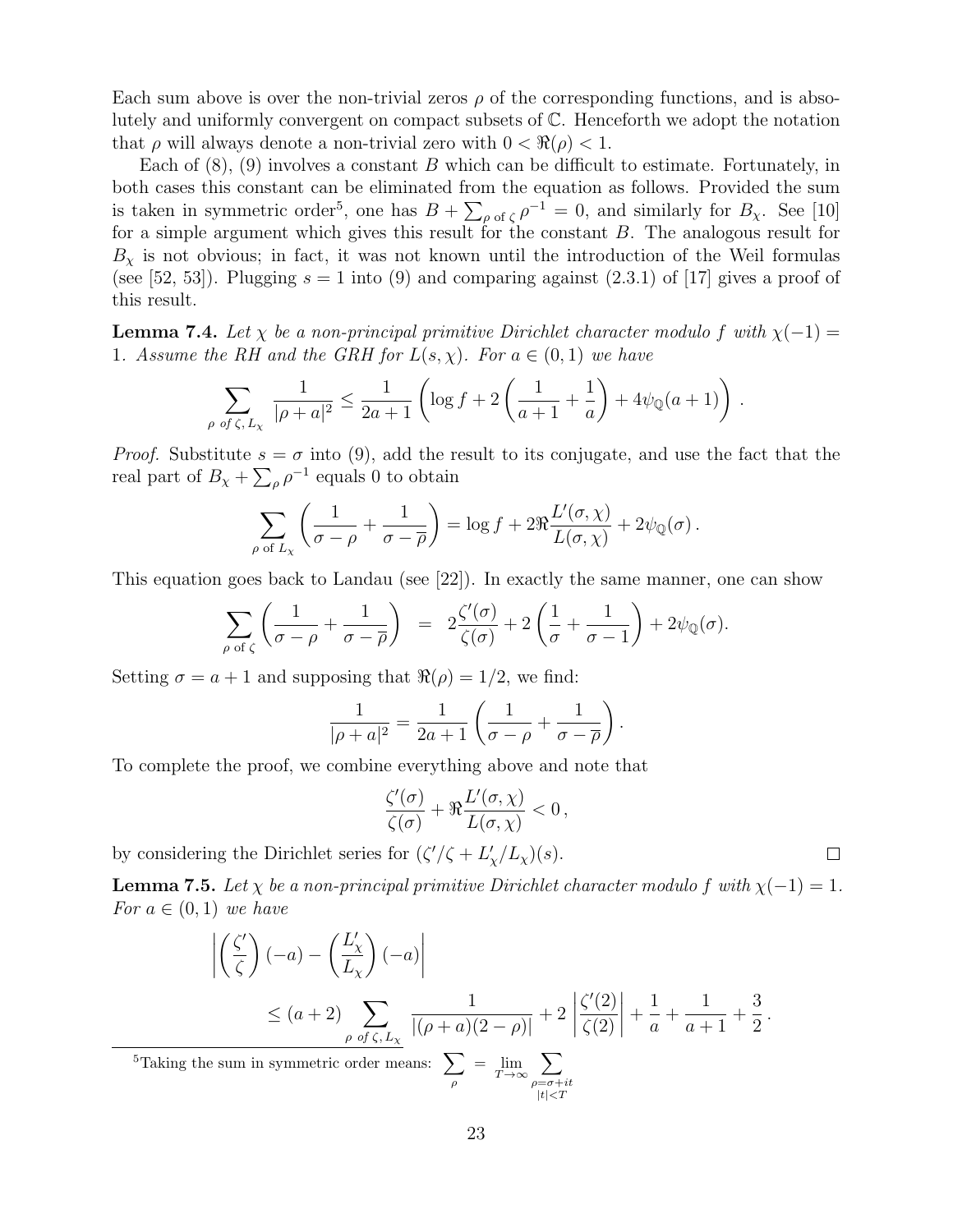Each sum above is over the non-trivial zeros $\rho$ of the corresponding functions, and is absolutely and uniformly convergent on compact subsets of $\mathbb{C}$. Henceforth we adopt the notation that $\rho$ will always denote a non-trivial zero with $0 < \Re(\rho) < 1$.

Each of (8), (9) involves a constant $B$ which can be difficult to estimate. Fortunately, in both cases this constant can be eliminated from the equation as follows. Provided the sum is taken in symmetric order[5], one has $B + \sum_{\rho \text{ of } \zeta} \rho^{-1} = 0$, and similarly for $B_\chi$. See [10] for a simple argument which gives this result for the constant $B$. The analogous result for $B_\chi$ is not obvious; in fact, it was not known until the introduction of the Weil formulas (see [52, 53]). Plugging $s = 1$ into (9) and comparing against (2.3.1) of [17] gives a proof of this result.

**Lemma 7.4.** *Let $\chi$ be a non-principal primitive Dirichlet character modulo $f$ with $\chi(-1) = 1$. Assume the RH and the GRH for $L(s,\chi)$. For $a \in (0,1)$ we have*

$$\sum_{\rho \text{ of } \zeta,\, L_\chi} \frac{1}{|\rho + a|^2} \le \frac{1}{2a+1}\left(\log f + 2\left(\frac{1}{a+1} + \frac{1}{a}\right) + 4\psi_{\mathbb{Q}}(a+1)\right).$$

*Proof.* Substitute $s = \sigma$ into (9), add the result to its conjugate, and use the fact that the real part of $B_\chi + \sum_\rho \rho^{-1}$ equals 0 to obtain

$$\sum_{\rho \text{ of } L_\chi} \left(\frac{1}{\sigma - \rho} + \frac{1}{\sigma - \overline{\rho}}\right) = \log f + 2\Re\frac{L'(\sigma,\chi)}{L(\sigma,\chi)} + 2\psi_{\mathbb{Q}}(\sigma).$$

This equation goes back to Landau (see [22]). In exactly the same manner, one can show

$$\sum_{\rho \text{ of } \zeta} \left(\frac{1}{\sigma - \rho} + \frac{1}{\sigma - \overline{\rho}}\right) = 2\frac{\zeta'(\sigma)}{\zeta(\sigma)} + 2\left(\frac{1}{\sigma} + \frac{1}{\sigma - 1}\right) + 2\psi_{\mathbb{Q}}(\sigma).$$

Setting $\sigma = a + 1$ and supposing that $\Re(\rho) = 1/2$, we find:

$$\frac{1}{|\rho + a|^2} = \frac{1}{2a+1}\left(\frac{1}{\sigma - \rho} + \frac{1}{\sigma - \overline{\rho}}\right).$$

To complete the proof, we combine everything above and note that

$$\frac{\zeta'(\sigma)}{\zeta(\sigma)} + \Re\frac{L'(\sigma,\chi)}{L(\sigma,\chi)} < 0,$$

by considering the Dirichlet series for $(\zeta'/\zeta + L'_\chi/L_\chi)(s)$. ∎

**Lemma 7.5.** *Let $\chi$ be a non-principal primitive Dirichlet character modulo $f$ with $\chi(-1) = 1$. For $a \in (0,1)$ we have*

$$\left|\left(\frac{\zeta'}{\zeta}\right)(-a) - \left(\frac{L'_\chi}{L_\chi}\right)(-a)\right| \le (a+2)\sum_{\rho \text{ of } \zeta,\, L_\chi} \frac{1}{|(\rho + a)(2 - \rho)|} + 2\left|\frac{\zeta'(2)}{\zeta(2)}\right| + \frac{1}{a} + \frac{1}{a+1} + \frac{3}{2}.$$

[5] Taking the sum in symmetric order means: $\sum_\rho = \lim_{T\to\infty} \sum_{\substack{\rho = \sigma + it \\ |t| < T}}$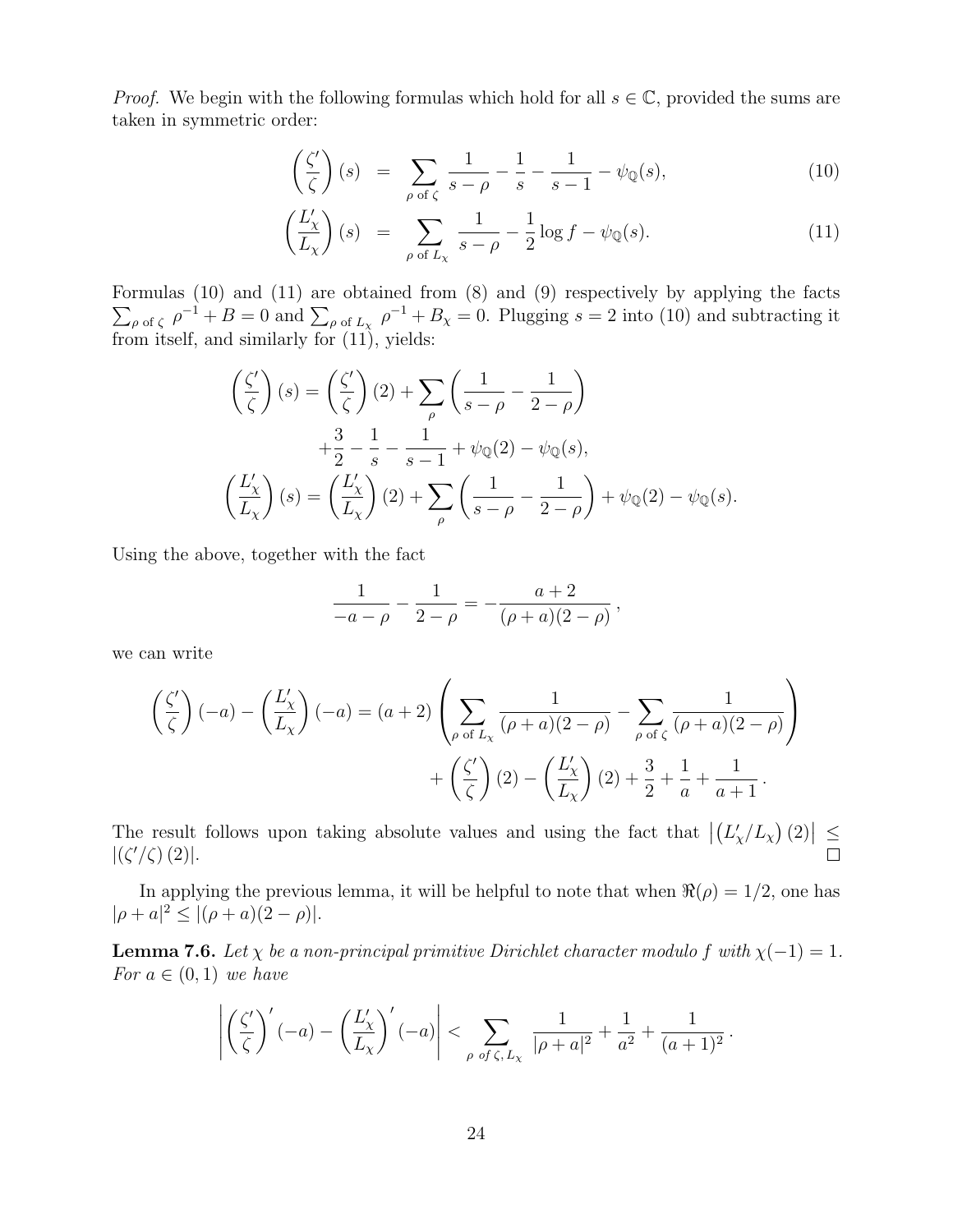*Proof.* We begin with the following formulas which hold for all $s \in \mathbb{C}$, provided the sums are taken in symmetric order:

$$\left(\frac{\zeta'}{\zeta}\right)(s) = \sum_{\rho \text{ of } \zeta} \frac{1}{s-\rho} - \frac{1}{s} - \frac{1}{s-1} - \psi_{\mathbb{Q}}(s), \tag{10}$$

$$\left(\frac{L_\chi'}{L_\chi}\right)(s) = \sum_{\rho \text{ of } L_\chi} \frac{1}{s-\rho} - \frac{1}{2}\log f - \psi_{\mathbb{Q}}(s). \tag{11}$$

Formulas (10) and (11) are obtained from (8) and (9) respectively by applying the facts $\sum_{\rho \text{ of } \zeta} \rho^{-1} + B = 0$ and $\sum_{\rho \text{ of } L_\chi} \rho^{-1} + B_\chi = 0$. Plugging $s = 2$ into (10) and subtracting it from itself, and similarly for (11), yields:

$$\left(\frac{\zeta'}{\zeta}\right)(s) = \left(\frac{\zeta'}{\zeta}\right)(2) + \sum_{\rho}\left(\frac{1}{s-\rho} - \frac{1}{2-\rho}\right) + \frac{3}{2} - \frac{1}{s} - \frac{1}{s-1} + \psi_{\mathbb{Q}}(2) - \psi_{\mathbb{Q}}(s),$$

$$\left(\frac{L_\chi'}{L_\chi}\right)(s) = \left(\frac{L_\chi'}{L_\chi}\right)(2) + \sum_{\rho}\left(\frac{1}{s-\rho} - \frac{1}{2-\rho}\right) + \psi_{\mathbb{Q}}(2) - \psi_{\mathbb{Q}}(s).$$

Using the above, together with the fact

$$\frac{1}{-a-\rho} - \frac{1}{2-\rho} = -\frac{a+2}{(\rho+a)(2-\rho)}\,,$$

we can write

$$\left(\frac{\zeta'}{\zeta}\right)(-a) - \left(\frac{L_\chi'}{L_\chi}\right)(-a) = (a+2)\left(\sum_{\rho \text{ of } L_\chi} \frac{1}{(\rho+a)(2-\rho)} - \sum_{\rho \text{ of } \zeta} \frac{1}{(\rho+a)(2-\rho)}\right) + \left(\frac{\zeta'}{\zeta}\right)(2) - \left(\frac{L_\chi'}{L_\chi}\right)(2) + \frac{3}{2} + \frac{1}{a} + \frac{1}{a+1}\,.$$

The result follows upon taking absolute values and using the fact that $\left|\left(L_\chi'/L_\chi\right)(2)\right| \leq |(\zeta'/\zeta)(2)|$. ∎

In applying the previous lemma, it will be helpful to note that when $\Re(\rho) = 1/2$, one has $|\rho + a|^2 \leq |(\rho+a)(2-\rho)|$.

**Lemma 7.6.** *Let $\chi$ be a non-principal primitive Dirichlet character modulo $f$ with $\chi(-1) = 1$. For $a \in (0,1)$ we have*

$$\left|\left(\frac{\zeta'}{\zeta}\right)'(-a) - \left(\frac{L_\chi'}{L_\chi}\right)'(-a)\right| < \sum_{\rho \text{ of } \zeta, L_\chi} \frac{1}{|\rho+a|^2} + \frac{1}{a^2} + \frac{1}{(a+1)^2}\,.$$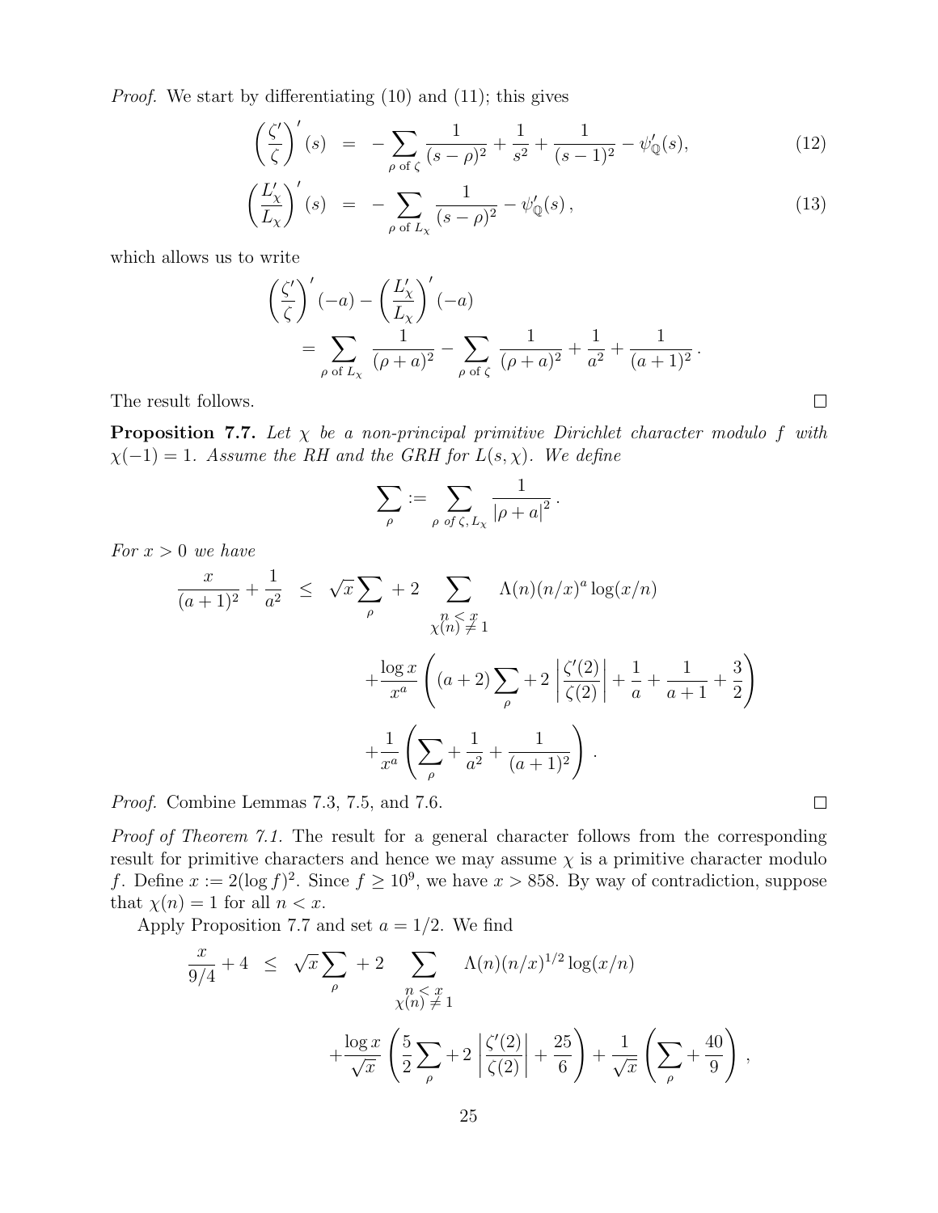*Proof.* We start by differentiating (10) and (11); this gives

$$\left(\frac{\zeta'}{\zeta}\right)'(s) = -\sum_{\rho \text{ of } \zeta} \frac{1}{(s-\rho)^2} + \frac{1}{s^2} + \frac{1}{(s-1)^2} - \psi'_{\mathbb{Q}}(s), \tag{12}$$

$$\left(\frac{L'_\chi}{L_\chi}\right)'(s) = -\sum_{\rho \text{ of } L_\chi} \frac{1}{(s-\rho)^2} - \psi'_{\mathbb{Q}}(s)\,, \tag{13}$$

which allows us to write

$$\left(\frac{\zeta'}{\zeta}\right)'(-a) - \left(\frac{L'_\chi}{L_\chi}\right)'(-a) = \sum_{\rho \text{ of } L_\chi} \frac{1}{(\rho+a)^2} - \sum_{\rho \text{ of } \zeta} \frac{1}{(\rho+a)^2} + \frac{1}{a^2} + \frac{1}{(a+1)^2}\,.$$

The result follows. □

**Proposition 7.7.** *Let $\chi$ be a non-principal primitive Dirichlet character modulo $f$ with $\chi(-1) = 1$. Assume the RH and the GRH for $L(s,\chi)$. We define*

$$\sum_\rho := \sum_{\rho \text{ of } \zeta,\, L_\chi} \frac{1}{|\rho + a|^2}\,.$$

*For $x > 0$ we have*

$$\begin{aligned}
\frac{x}{(a+1)^2} + \frac{1}{a^2} \leq{}& \sqrt{x}\sum_\rho + 2 \sum_{\substack{n<x \\ \chi(n)\neq 1}} \Lambda(n)(n/x)^a \log(x/n) \\
&+ \frac{\log x}{x^a}\left((a+2)\sum_\rho + 2\left|\frac{\zeta'(2)}{\zeta(2)}\right| + \frac{1}{a} + \frac{1}{a+1} + \frac{3}{2}\right) \\
&+ \frac{1}{x^a}\left(\sum_\rho + \frac{1}{a^2} + \frac{1}{(a+1)^2}\right)\,.
\end{aligned}$$

*Proof.* Combine Lemmas 7.3, 7.5, and 7.6. □

*Proof of Theorem 7.1.* The result for a general character follows from the corresponding result for primitive characters and hence we may assume $\chi$ is a primitive character modulo $f$. Define $x := 2(\log f)^2$. Since $f \geq 10^9$, we have $x > 858$. By way of contradiction, suppose that $\chi(n) = 1$ for all $n < x$.

Apply Proposition 7.7 and set $a = 1/2$. We find

$$\begin{aligned}
\frac{x}{9/4} + 4 \leq{}& \sqrt{x}\sum_\rho + 2 \sum_{\substack{n<x \\ \chi(n)\neq 1}} \Lambda(n)(n/x)^{1/2} \log(x/n) \\
&+ \frac{\log x}{\sqrt{x}}\left(\frac{5}{2}\sum_\rho + 2\left|\frac{\zeta'(2)}{\zeta(2)}\right| + \frac{25}{6}\right) + \frac{1}{\sqrt{x}}\left(\sum_\rho + \frac{40}{9}\right)\,,
\end{aligned}$$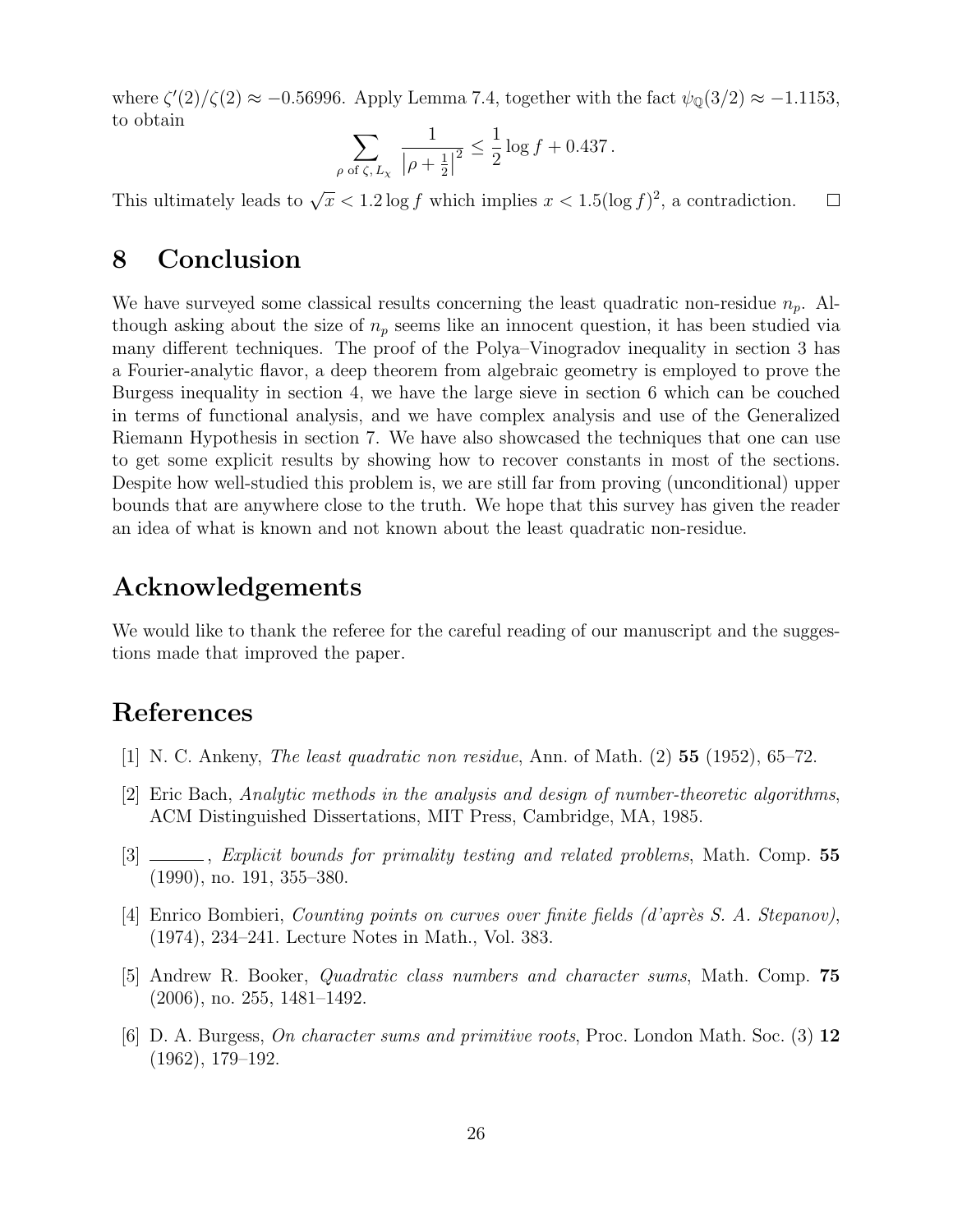where $\zeta'(2)/\zeta(2) \approx -0.56996$. Apply Lemma 7.4, together with the fact $\psi_{\mathbb{Q}}(3/2) \approx -1.1153$, to obtain

$$\sum_{\rho \text{ of } \zeta, L_\chi} \frac{1}{\left|\rho + \frac{1}{2}\right|^2} \leq \frac{1}{2}\log f + 0.437\,.$$

This ultimately leads to $\sqrt{x} < 1.2\log f$ which implies $x < 1.5(\log f)^2$, a contradiction. $\square$

## 8 Conclusion

We have surveyed some classical results concerning the least quadratic non-residue $n_p$. Although asking about the size of $n_p$ seems like an innocent question, it has been studied via many different techniques. The proof of the Polya–Vinogradov inequality in section 3 has a Fourier-analytic flavor, a deep theorem from algebraic geometry is employed to prove the Burgess inequality in section 4, we have the large sieve in section 6 which can be couched in terms of functional analysis, and we have complex analysis and use of the Generalized Riemann Hypothesis in section 7. We have also showcased the techniques that one can use to get some explicit results by showing how to recover constants in most of the sections. Despite how well-studied this problem is, we are still far from proving (unconditional) upper bounds that are anywhere close to the truth. We hope that this survey has given the reader an idea of what is known and not known about the least quadratic non-residue.

## Acknowledgements

We would like to thank the referee for the careful reading of our manuscript and the suggestions made that improved the paper.

## References

[1] N. C. Ankeny, *The least quadratic non residue*, Ann. of Math. (2) **55** (1952), 65–72.

[2] Eric Bach, *Analytic methods in the analysis and design of number-theoretic algorithms*, ACM Distinguished Dissertations, MIT Press, Cambridge, MA, 1985.

[3] ______, *Explicit bounds for primality testing and related problems*, Math. Comp. **55** (1990), no. 191, 355–380.

[4] Enrico Bombieri, *Counting points on curves over finite fields (d'après S. A. Stepanov)*, (1974), 234–241. Lecture Notes in Math., Vol. 383.

[5] Andrew R. Booker, *Quadratic class numbers and character sums*, Math. Comp. **75** (2006), no. 255, 1481–1492.

[6] D. A. Burgess, *On character sums and primitive roots*, Proc. London Math. Soc. (3) **12** (1962), 179–192.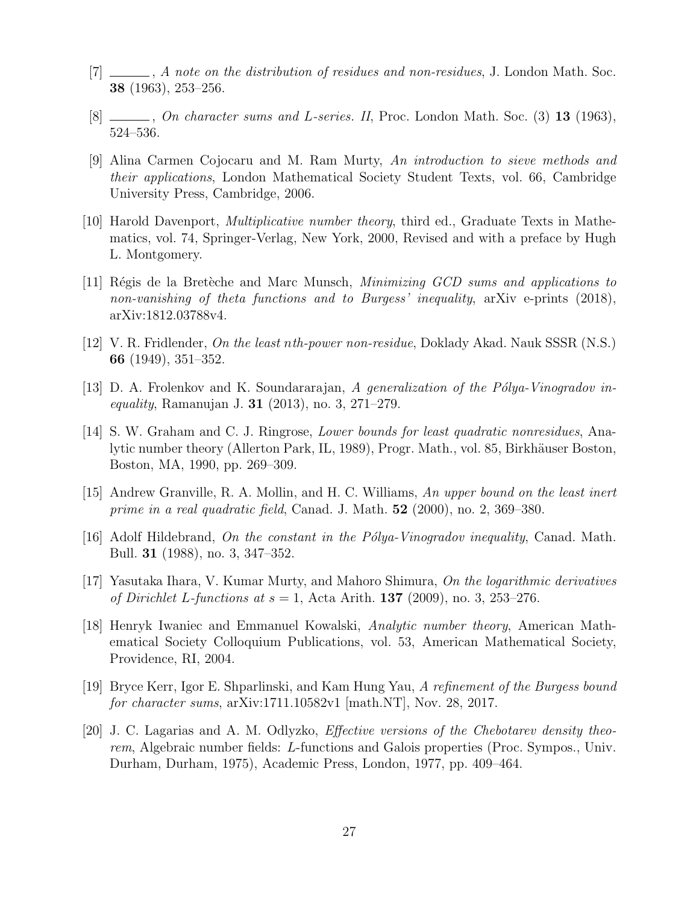[7] ———, *A note on the distribution of residues and non-residues*, J. London Math. Soc. **38** (1963), 253–256.

[8] ———, *On character sums and L-series. II*, Proc. London Math. Soc. (3) **13** (1963), 524–536.

[9] Alina Carmen Cojocaru and M. Ram Murty, *An introduction to sieve methods and their applications*, London Mathematical Society Student Texts, vol. 66, Cambridge University Press, Cambridge, 2006.

[10] Harold Davenport, *Multiplicative number theory*, third ed., Graduate Texts in Mathematics, vol. 74, Springer-Verlag, New York, 2000, Revised and with a preface by Hugh L. Montgomery.

[11] Régis de la Bretèche and Marc Munsch, *Minimizing GCD sums and applications to non-vanishing of theta functions and to Burgess' inequality*, arXiv e-prints (2018), arXiv:1812.03788v4.

[12] V. R. Fridlender, *On the least $n$th-power non-residue*, Doklady Akad. Nauk SSSR (N.S.) **66** (1949), 351–352.

[13] D. A. Frolenkov and K. Soundararajan, *A generalization of the Pólya-Vinogradov inequality*, Ramanujan J. **31** (2013), no. 3, 271–279.

[14] S. W. Graham and C. J. Ringrose, *Lower bounds for least quadratic nonresidues*, Analytic number theory (Allerton Park, IL, 1989), Progr. Math., vol. 85, Birkhäuser Boston, Boston, MA, 1990, pp. 269–309.

[15] Andrew Granville, R. A. Mollin, and H. C. Williams, *An upper bound on the least inert prime in a real quadratic field*, Canad. J. Math. **52** (2000), no. 2, 369–380.

[16] Adolf Hildebrand, *On the constant in the Pólya-Vinogradov inequality*, Canad. Math. Bull. **31** (1988), no. 3, 347–352.

[17] Yasutaka Ihara, V. Kumar Murty, and Mahoro Shimura, *On the logarithmic derivatives of Dirichlet L-functions at $s = 1$*, Acta Arith. **137** (2009), no. 3, 253–276.

[18] Henryk Iwaniec and Emmanuel Kowalski, *Analytic number theory*, American Mathematical Society Colloquium Publications, vol. 53, American Mathematical Society, Providence, RI, 2004.

[19] Bryce Kerr, Igor E. Shparlinski, and Kam Hung Yau, *A refinement of the Burgess bound for character sums*, arXiv:1711.10582v1 [math.NT], Nov. 28, 2017.

[20] J. C. Lagarias and A. M. Odlyzko, *Effective versions of the Chebotarev density theorem*, Algebraic number fields: L-functions and Galois properties (Proc. Sympos., Univ. Durham, Durham, 1975), Academic Press, London, 1977, pp. 409–464.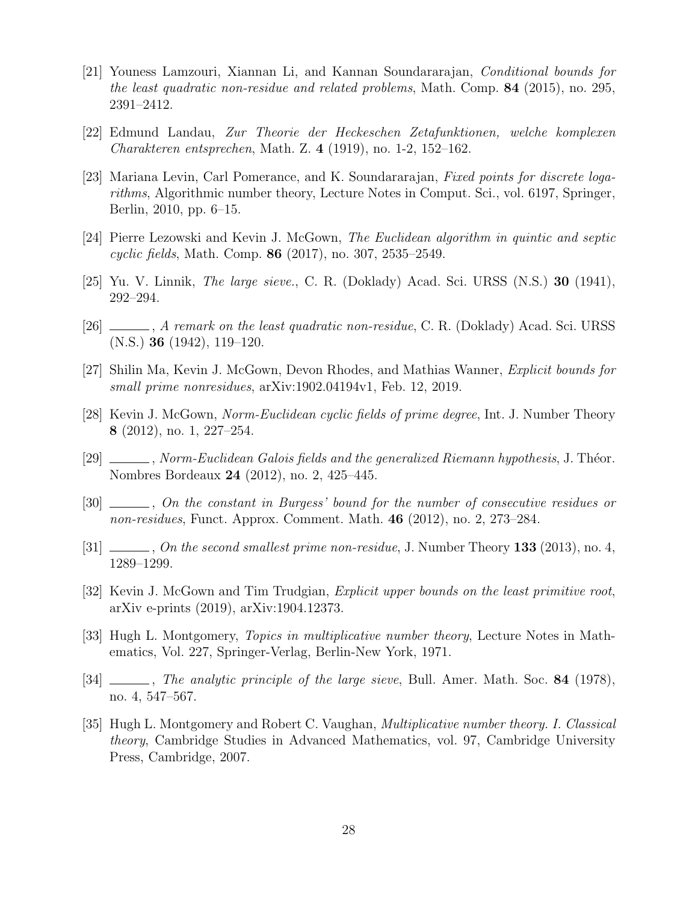[21] Youness Lamzouri, Xiannan Li, and Kannan Soundararajan, *Conditional bounds for the least quadratic non-residue and related problems*, Math. Comp. **84** (2015), no. 295, 2391–2412.

[22] Edmund Landau, *Zur Theorie der Heckeschen Zetafunktionen, welche komplexen Charakteren entsprechen*, Math. Z. **4** (1919), no. 1-2, 152–162.

[23] Mariana Levin, Carl Pomerance, and K. Soundararajan, *Fixed points for discrete logarithms*, Algorithmic number theory, Lecture Notes in Comput. Sci., vol. 6197, Springer, Berlin, 2010, pp. 6–15.

[24] Pierre Lezowski and Kevin J. McGown, *The Euclidean algorithm in quintic and septic cyclic fields*, Math. Comp. **86** (2017), no. 307, 2535–2549.

[25] Yu. V. Linnik, *The large sieve.*, C. R. (Doklady) Acad. Sci. URSS (N.S.) **30** (1941), 292–294.

[26] ______, *A remark on the least quadratic non-residue*, C. R. (Doklady) Acad. Sci. URSS (N.S.) **36** (1942), 119–120.

[27] Shilin Ma, Kevin J. McGown, Devon Rhodes, and Mathias Wanner, *Explicit bounds for small prime nonresidues*, arXiv:1902.04194v1, Feb. 12, 2019.

[28] Kevin J. McGown, *Norm-Euclidean cyclic fields of prime degree*, Int. J. Number Theory **8** (2012), no. 1, 227–254.

[29] ______, *Norm-Euclidean Galois fields and the generalized Riemann hypothesis*, J. Théor. Nombres Bordeaux **24** (2012), no. 2, 425–445.

[30] ______, *On the constant in Burgess' bound for the number of consecutive residues or non-residues*, Funct. Approx. Comment. Math. **46** (2012), no. 2, 273–284.

[31] ______, *On the second smallest prime non-residue*, J. Number Theory **133** (2013), no. 4, 1289–1299.

[32] Kevin J. McGown and Tim Trudgian, *Explicit upper bounds on the least primitive root*, arXiv e-prints (2019), arXiv:1904.12373.

[33] Hugh L. Montgomery, *Topics in multiplicative number theory*, Lecture Notes in Mathematics, Vol. 227, Springer-Verlag, Berlin-New York, 1971.

[34] ______, *The analytic principle of the large sieve*, Bull. Amer. Math. Soc. **84** (1978), no. 4, 547–567.

[35] Hugh L. Montgomery and Robert C. Vaughan, *Multiplicative number theory. I. Classical theory*, Cambridge Studies in Advanced Mathematics, vol. 97, Cambridge University Press, Cambridge, 2007.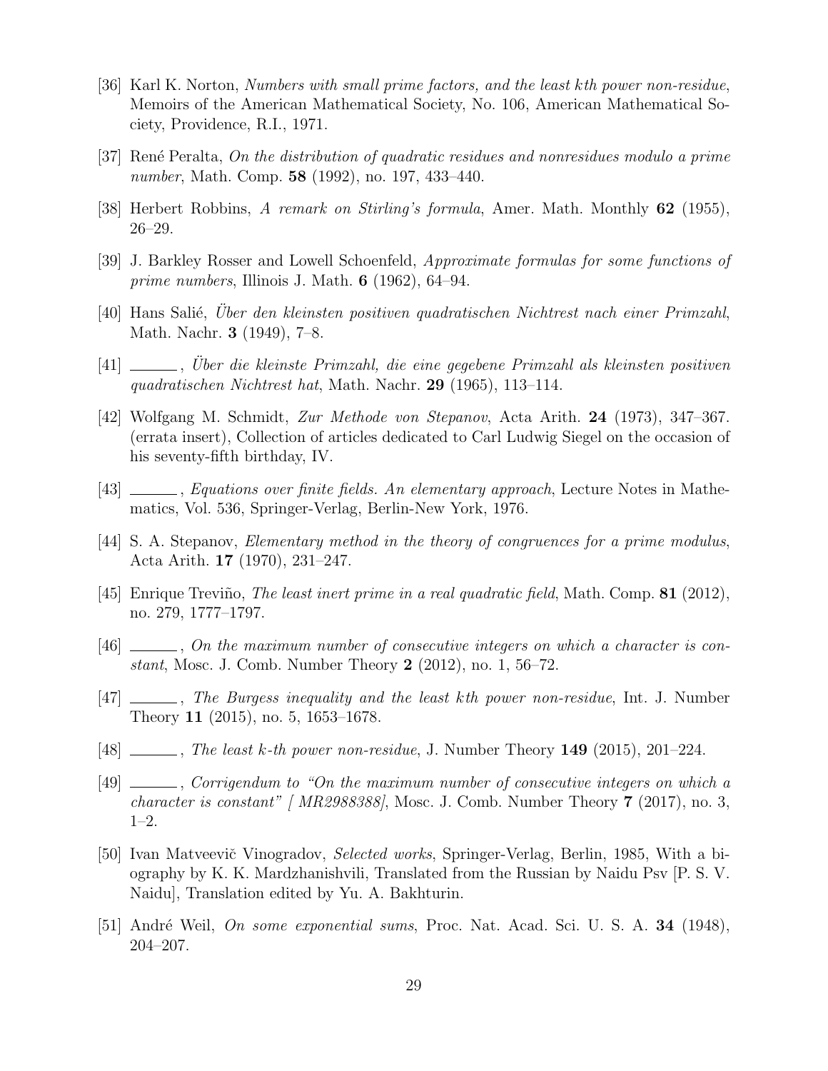[36] Karl K. Norton, *Numbers with small prime factors, and the least kth power non-residue*, Memoirs of the American Mathematical Society, No. 106, American Mathematical Society, Providence, R.I., 1971.

[37] René Peralta, *On the distribution of quadratic residues and nonresidues modulo a prime number*, Math. Comp. **58** (1992), no. 197, 433–440.

[38] Herbert Robbins, *A remark on Stirling's formula*, Amer. Math. Monthly **62** (1955), 26–29.

[39] J. Barkley Rosser and Lowell Schoenfeld, *Approximate formulas for some functions of prime numbers*, Illinois J. Math. **6** (1962), 64–94.

[40] Hans Salié, *Über den kleinsten positiven quadratischen Nichtrest nach einer Primzahl*, Math. Nachr. **3** (1949), 7–8.

[41] ______, *Über die kleinste Primzahl, die eine gegebene Primzahl als kleinsten positiven quadratischen Nichtrest hat*, Math. Nachr. **29** (1965), 113–114.

[42] Wolfgang M. Schmidt, *Zur Methode von Stepanov*, Acta Arith. **24** (1973), 347–367. (errata insert), Collection of articles dedicated to Carl Ludwig Siegel on the occasion of his seventy-fifth birthday, IV.

[43] ______, *Equations over finite fields. An elementary approach*, Lecture Notes in Mathematics, Vol. 536, Springer-Verlag, Berlin-New York, 1976.

[44] S. A. Stepanov, *Elementary method in the theory of congruences for a prime modulus*, Acta Arith. **17** (1970), 231–247.

[45] Enrique Treviño, *The least inert prime in a real quadratic field*, Math. Comp. **81** (2012), no. 279, 1777–1797.

[46] ______, *On the maximum number of consecutive integers on which a character is constant*, Mosc. J. Comb. Number Theory **2** (2012), no. 1, 56–72.

[47] ______, *The Burgess inequality and the least kth power non-residue*, Int. J. Number Theory **11** (2015), no. 5, 1653–1678.

[48] ______, *The least k-th power non-residue*, J. Number Theory **149** (2015), 201–224.

[49] ______, *Corrigendum to "On the maximum number of consecutive integers on which a character is constant" [ MR2988388]*, Mosc. J. Comb. Number Theory **7** (2017), no. 3, 1–2.

[50] Ivan Matveevič Vinogradov, *Selected works*, Springer-Verlag, Berlin, 1985, With a biography by K. K. Mardzhanishvili, Translated from the Russian by Naidu Psv [P. S. V. Naidu], Translation edited by Yu. A. Bakhturin.

[51] André Weil, *On some exponential sums*, Proc. Nat. Acad. Sci. U. S. A. **34** (1948), 204–207.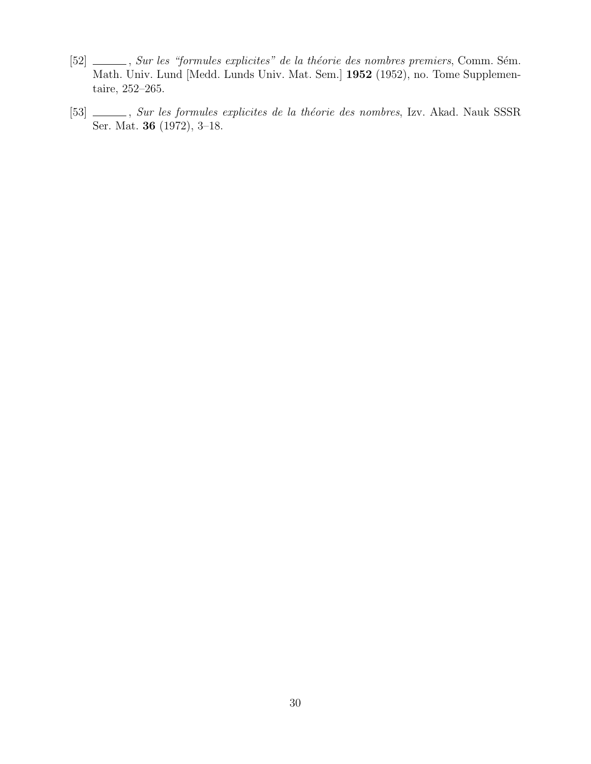[52] ______, *Sur les "formules explicites" de la théorie des nombres premiers*, Comm. Sém. Math. Univ. Lund [Medd. Lunds Univ. Mat. Sem.] **1952** (1952), no. Tome Supplementaire, 252–265.

[53] ______, *Sur les formules explicites de la théorie des nombres*, Izv. Akad. Nauk SSSR Ser. Mat. **36** (1972), 3–18.